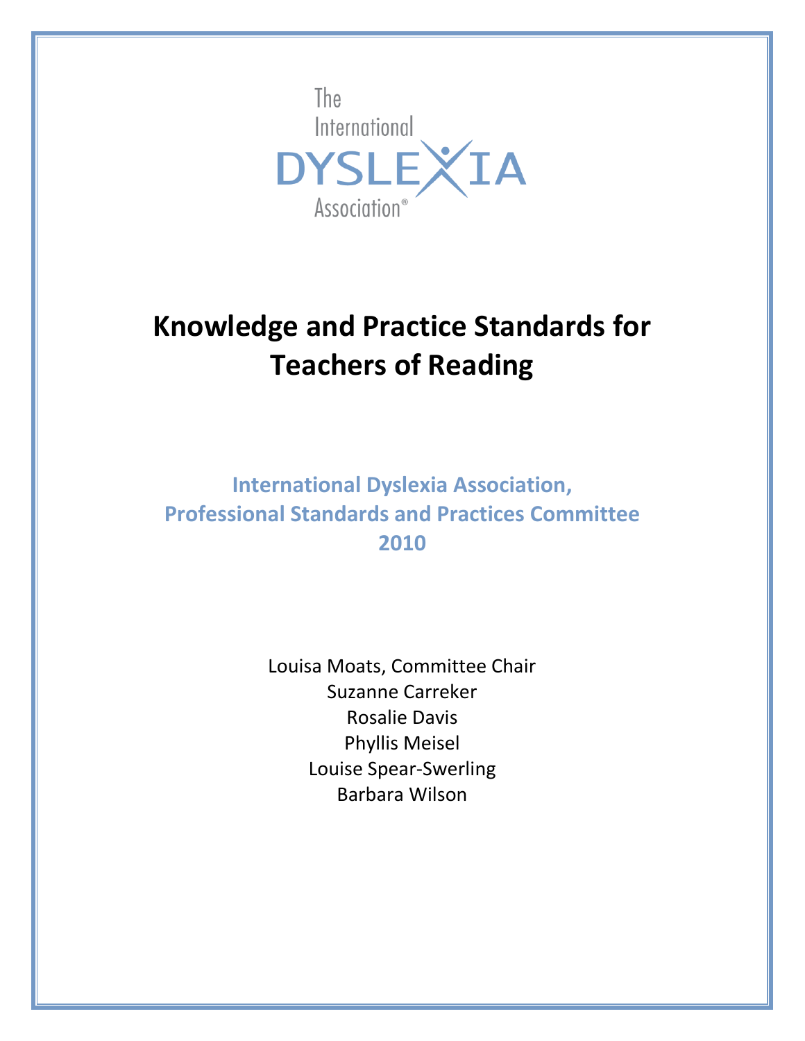The International DYSLEXIA Association®

# Knowledge and Practice Standards for Teachers of Reading

## International Dyslexia Association, Professional Standards and Practices Committee 2010

Louisa Moats, Committee Chair
Suzanne Carreker
Rosalie Davis
Phyllis Meisel
Louise Spear-Swerling
Barbara Wilson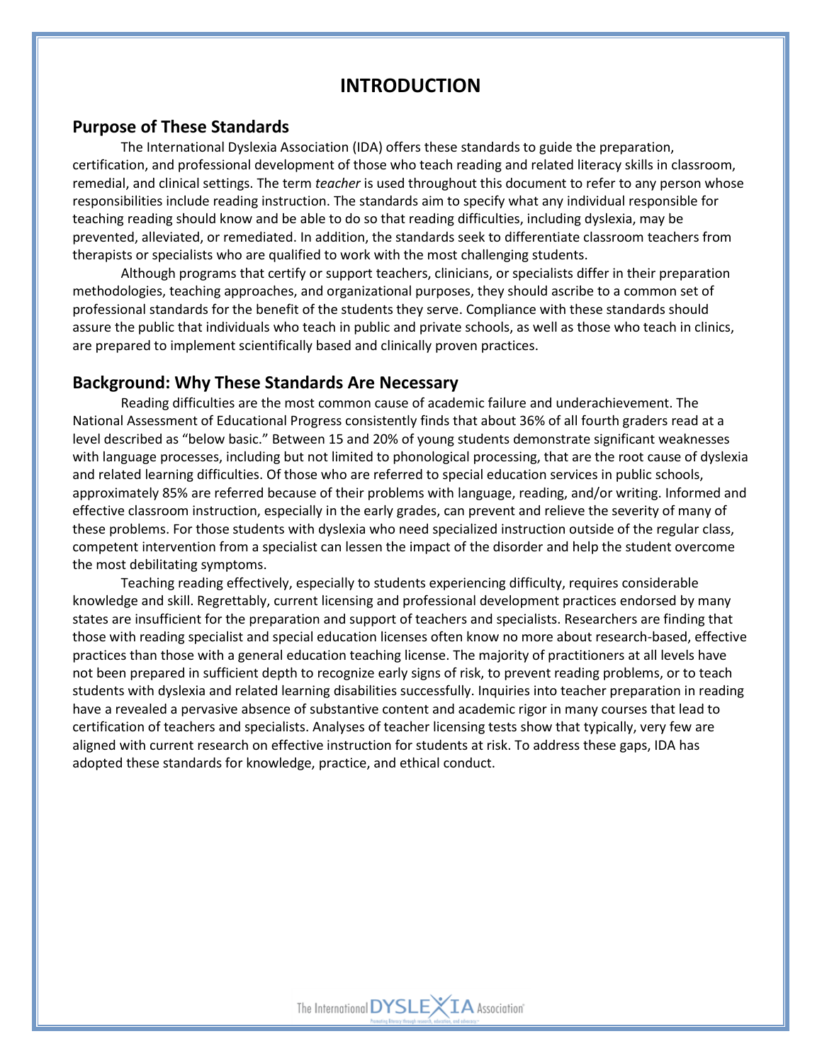# INTRODUCTION

## Purpose of These Standards

The International Dyslexia Association (IDA) offers these standards to guide the preparation, certification, and professional development of those who teach reading and related literacy skills in classroom, remedial, and clinical settings. The term *teacher* is used throughout this document to refer to any person whose responsibilities include reading instruction. The standards aim to specify what any individual responsible for teaching reading should know and be able to do so that reading difficulties, including dyslexia, may be prevented, alleviated, or remediated. In addition, the standards seek to differentiate classroom teachers from therapists or specialists who are qualified to work with the most challenging students.

Although programs that certify or support teachers, clinicians, or specialists differ in their preparation methodologies, teaching approaches, and organizational purposes, they should ascribe to a common set of professional standards for the benefit of the students they serve. Compliance with these standards should assure the public that individuals who teach in public and private schools, as well as those who teach in clinics, are prepared to implement scientifically based and clinically proven practices.

## Background: Why These Standards Are Necessary

Reading difficulties are the most common cause of academic failure and underachievement. The National Assessment of Educational Progress consistently finds that about 36% of all fourth graders read at a level described as "below basic." Between 15 and 20% of young students demonstrate significant weaknesses with language processes, including but not limited to phonological processing, that are the root cause of dyslexia and related learning difficulties. Of those who are referred to special education services in public schools, approximately 85% are referred because of their problems with language, reading, and/or writing. Informed and effective classroom instruction, especially in the early grades, can prevent and relieve the severity of many of these problems. For those students with dyslexia who need specialized instruction outside of the regular class, competent intervention from a specialist can lessen the impact of the disorder and help the student overcome the most debilitating symptoms.

Teaching reading effectively, especially to students experiencing difficulty, requires considerable knowledge and skill. Regrettably, current licensing and professional development practices endorsed by many states are insufficient for the preparation and support of teachers and specialists. Researchers are finding that those with reading specialist and special education licenses often know no more about research-based, effective practices than those with a general education teaching license. The majority of practitioners at all levels have not been prepared in sufficient depth to recognize early signs of risk, to prevent reading problems, or to teach students with dyslexia and related learning disabilities successfully. Inquiries into teacher preparation in reading have a revealed a pervasive absence of substantive content and academic rigor in many courses that lead to certification of teachers and specialists. Analyses of teacher licensing tests show that typically, very few are aligned with current research on effective instruction for students at risk. To address these gaps, IDA has adopted these standards for knowledge, practice, and ethical conduct.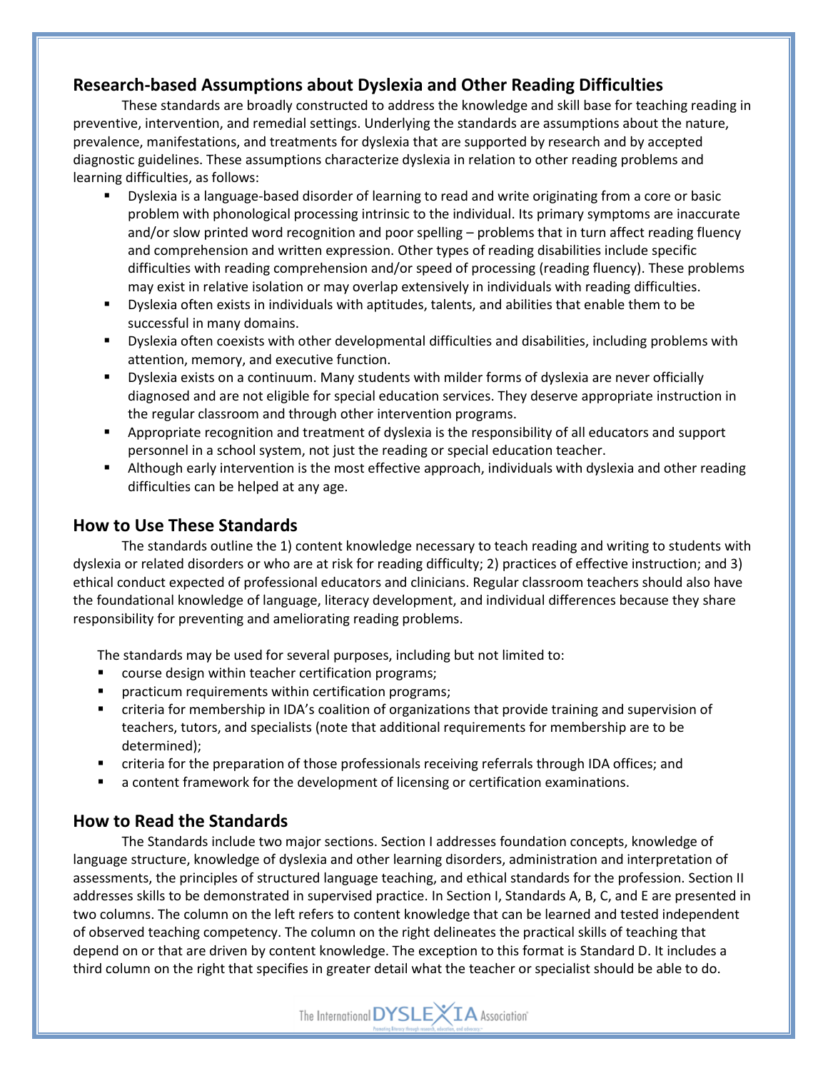## Research-based Assumptions about Dyslexia and Other Reading Difficulties

These standards are broadly constructed to address the knowledge and skill base for teaching reading in preventive, intervention, and remedial settings. Underlying the standards are assumptions about the nature, prevalence, manifestations, and treatments for dyslexia that are supported by research and by accepted diagnostic guidelines. These assumptions characterize dyslexia in relation to other reading problems and learning difficulties, as follows:

- Dyslexia is a language-based disorder of learning to read and write originating from a core or basic problem with phonological processing intrinsic to the individual. Its primary symptoms are inaccurate and/or slow printed word recognition and poor spelling – problems that in turn affect reading fluency and comprehension and written expression. Other types of reading disabilities include specific difficulties with reading comprehension and/or speed of processing (reading fluency). These problems may exist in relative isolation or may overlap extensively in individuals with reading difficulties.
- Dyslexia often exists in individuals with aptitudes, talents, and abilities that enable them to be successful in many domains.
- Dyslexia often coexists with other developmental difficulties and disabilities, including problems with attention, memory, and executive function.
- Dyslexia exists on a continuum. Many students with milder forms of dyslexia are never officially diagnosed and are not eligible for special education services. They deserve appropriate instruction in the regular classroom and through other intervention programs.
- Appropriate recognition and treatment of dyslexia is the responsibility of all educators and support personnel in a school system, not just the reading or special education teacher.
- Although early intervention is the most effective approach, individuals with dyslexia and other reading difficulties can be helped at any age.

## How to Use These Standards

The standards outline the 1) content knowledge necessary to teach reading and writing to students with dyslexia or related disorders or who are at risk for reading difficulty; 2) practices of effective instruction; and 3) ethical conduct expected of professional educators and clinicians. Regular classroom teachers should also have the foundational knowledge of language, literacy development, and individual differences because they share responsibility for preventing and ameliorating reading problems.

The standards may be used for several purposes, including but not limited to:

- course design within teacher certification programs;
- practicum requirements within certification programs;
- criteria for membership in IDA's coalition of organizations that provide training and supervision of teachers, tutors, and specialists (note that additional requirements for membership are to be determined);
- criteria for the preparation of those professionals receiving referrals through IDA offices; and
- a content framework for the development of licensing or certification examinations.

## How to Read the Standards

The Standards include two major sections. Section I addresses foundation concepts, knowledge of language structure, knowledge of dyslexia and other learning disorders, administration and interpretation of assessments, the principles of structured language teaching, and ethical standards for the profession. Section II addresses skills to be demonstrated in supervised practice. In Section I, Standards A, B, C, and E are presented in two columns. The column on the left refers to content knowledge that can be learned and tested independent of observed teaching competency. The column on the right delineates the practical skills of teaching that depend on or that are driven by content knowledge. The exception to this format is Standard D. It includes a third column on the right that specifies in greater detail what the teacher or specialist should be able to do.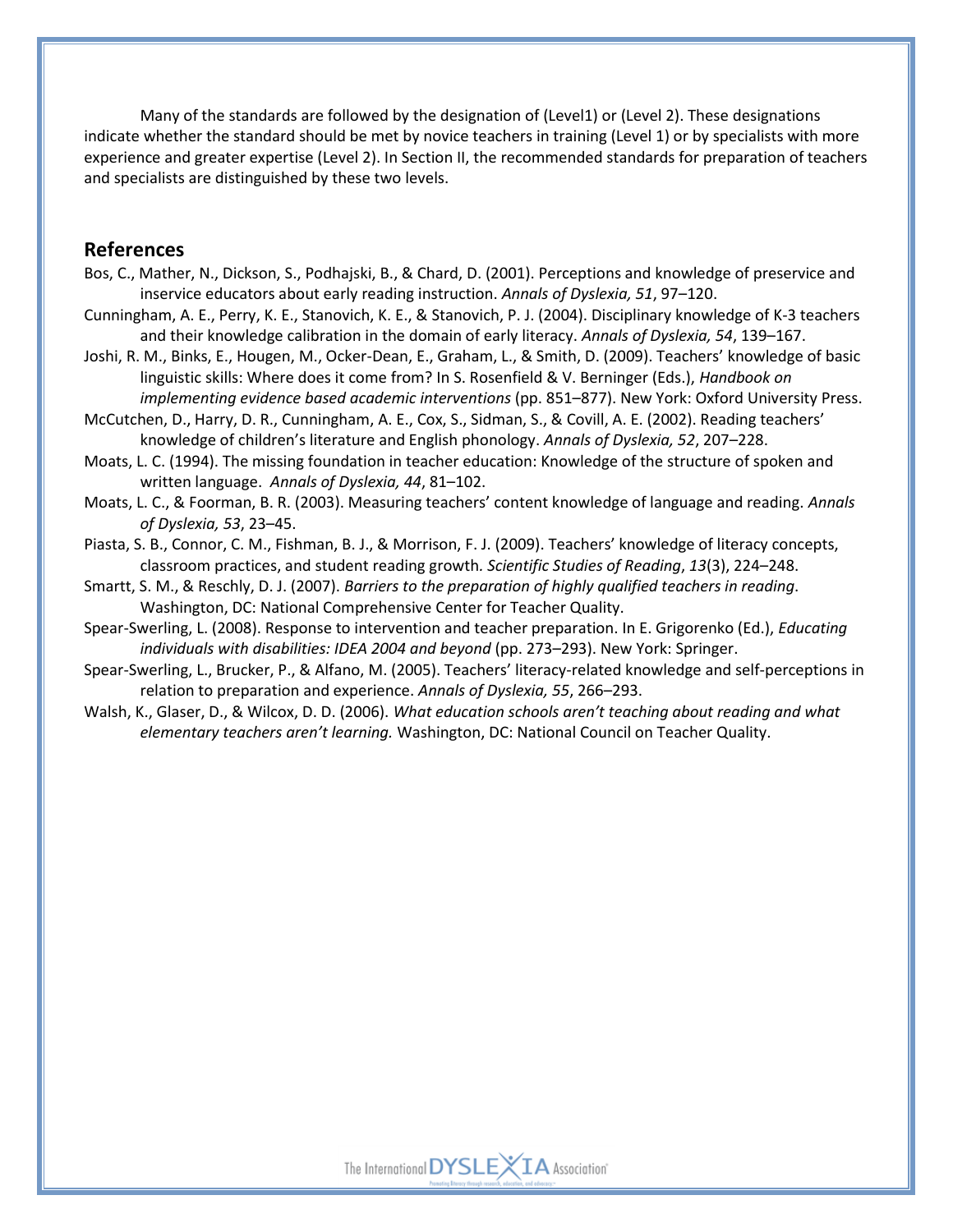Many of the standards are followed by the designation of (Level1) or (Level 2). These designations indicate whether the standard should be met by novice teachers in training (Level 1) or by specialists with more experience and greater expertise (Level 2). In Section II, the recommended standards for preparation of teachers and specialists are distinguished by these two levels.

## References

Bos, C., Mather, N., Dickson, S., Podhajski, B., & Chard, D. (2001). Perceptions and knowledge of preservice and inservice educators about early reading instruction. *Annals of Dyslexia, 51*, 97–120.

Cunningham, A. E., Perry, K. E., Stanovich, K. E., & Stanovich, P. J. (2004). Disciplinary knowledge of K-3 teachers and their knowledge calibration in the domain of early literacy. *Annals of Dyslexia, 54*, 139–167.

Joshi, R. M., Binks, E., Hougen, M., Ocker-Dean, E., Graham, L., & Smith, D. (2009). Teachers' knowledge of basic linguistic skills: Where does it come from? In S. Rosenfield & V. Berninger (Eds.), *Handbook on implementing evidence based academic interventions* (pp. 851–877). New York: Oxford University Press.

McCutchen, D., Harry, D. R., Cunningham, A. E., Cox, S., Sidman, S., & Covill, A. E. (2002). Reading teachers' knowledge of children's literature and English phonology. *Annals of Dyslexia, 52*, 207–228.

Moats, L. C. (1994). The missing foundation in teacher education: Knowledge of the structure of spoken and written language. *Annals of Dyslexia, 44*, 81–102.

Moats, L. C., & Foorman, B. R. (2003). Measuring teachers' content knowledge of language and reading. *Annals of Dyslexia, 53*, 23–45.

Piasta, S. B., Connor, C. M., Fishman, B. J., & Morrison, F. J. (2009). Teachers' knowledge of literacy concepts, classroom practices, and student reading growth. *Scientific Studies of Reading*, *13*(3), 224–248.

Smartt, S. M., & Reschly, D. J. (2007). *Barriers to the preparation of highly qualified teachers in reading*. Washington, DC: National Comprehensive Center for Teacher Quality.

Spear-Swerling, L. (2008). Response to intervention and teacher preparation. In E. Grigorenko (Ed.), *Educating individuals with disabilities: IDEA 2004 and beyond* (pp. 273–293). New York: Springer.

Spear-Swerling, L., Brucker, P., & Alfano, M. (2005). Teachers' literacy-related knowledge and self-perceptions in relation to preparation and experience. *Annals of Dyslexia, 55*, 266–293.

Walsh, K., Glaser, D., & Wilcox, D. D. (2006). *What education schools aren't teaching about reading and what elementary teachers aren't learning.* Washington, DC: National Council on Teacher Quality.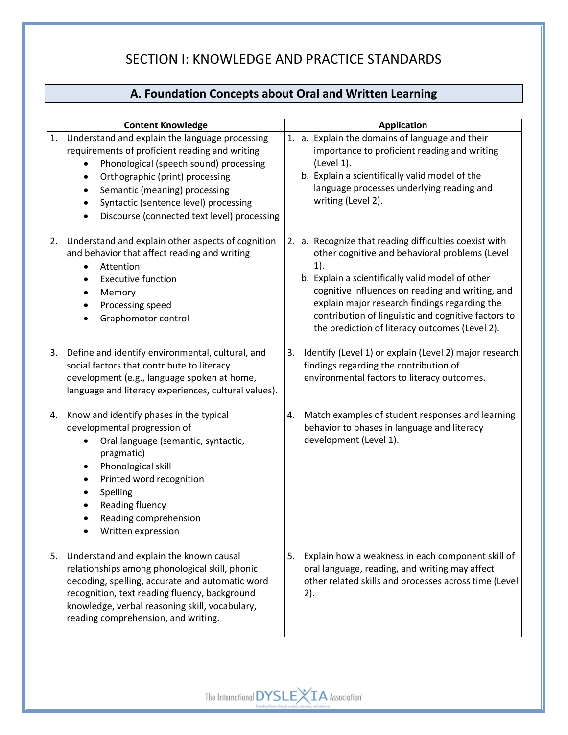# SECTION I: KNOWLEDGE AND PRACTICE STANDARDS

## A. Foundation Concepts about Oral and Written Learning

| Content Knowledge | Application |
|---|---|
| 1. Understand and explain the language processing requirements of proficient reading and writing<br>• Phonological (speech sound) processing<br>• Orthographic (print) processing<br>• Semantic (meaning) processing<br>• Syntactic (sentence level) processing<br>• Discourse (connected text level) processing | 1. a. Explain the domains of language and their importance to proficient reading and writing (Level 1).<br>b. Explain a scientifically valid model of the language processes underlying reading and writing (Level 2). |
| 2. Understand and explain other aspects of cognition and behavior that affect reading and writing<br>• Attention<br>• Executive function<br>• Memory<br>• Processing speed<br>• Graphomotor control | 2. a. Recognize that reading difficulties coexist with other cognitive and behavioral problems (Level 1).<br>b. Explain a scientifically valid model of other cognitive influences on reading and writing, and explain major research findings regarding the contribution of linguistic and cognitive factors to the prediction of literacy outcomes (Level 2). |
| 3. Define and identify environmental, cultural, and social factors that contribute to literacy development (e.g., language spoken at home, language and literacy experiences, cultural values). | 3. Identify (Level 1) or explain (Level 2) major research findings regarding the contribution of environmental factors to literacy outcomes. |
| 4. Know and identify phases in the typical developmental progression of<br>• Oral language (semantic, syntactic, pragmatic)<br>• Phonological skill<br>• Printed word recognition<br>• Spelling<br>• Reading fluency<br>• Reading comprehension<br>• Written expression | 4. Match examples of student responses and learning behavior to phases in language and literacy development (Level 1). |
| 5. Understand and explain the known causal relationships among phonological skill, phonic decoding, spelling, accurate and automatic word recognition, text reading fluency, background knowledge, verbal reasoning skill, vocabulary, reading comprehension, and writing. | 5. Explain how a weakness in each component skill of oral language, reading, and writing may affect other related skills and processes across time (Level 2). |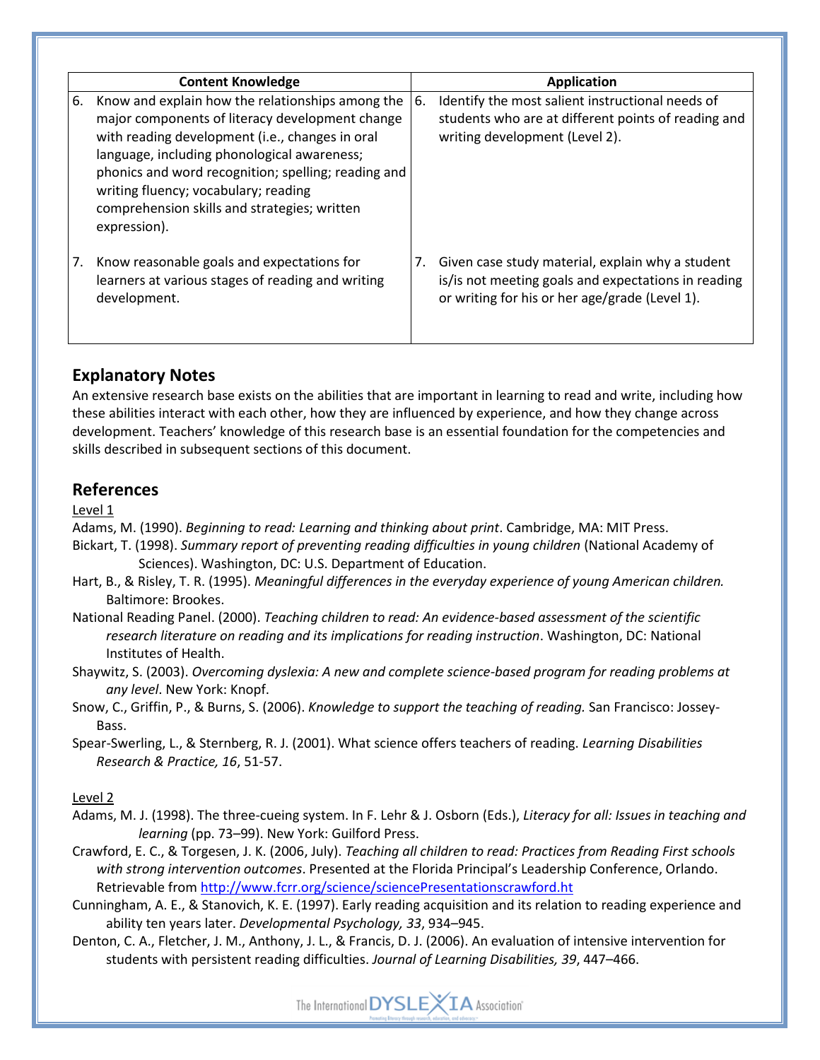| Content Knowledge | Application |
|---|---|
| 6. Know and explain how the relationships among the major components of literacy development change with reading development (i.e., changes in oral language, including phonological awareness; phonics and word recognition; spelling; reading and writing fluency; vocabulary; reading comprehension skills and strategies; written expression). | 6. Identify the most salient instructional needs of students who are at different points of reading and writing development (Level 2). |
| 7. Know reasonable goals and expectations for learners at various stages of reading and writing development. | 7. Given case study material, explain why a student is/is not meeting goals and expectations in reading or writing for his or her age/grade (Level 1). |

## Explanatory Notes

An extensive research base exists on the abilities that are important in learning to read and write, including how these abilities interact with each other, how they are influenced by experience, and how they change across development. Teachers' knowledge of this research base is an essential foundation for the competencies and skills described in subsequent sections of this document.

## References

Level 1

Adams, M. (1990). *Beginning to read: Learning and thinking about print*. Cambridge, MA: MIT Press.

Bickart, T. (1998). *Summary report of preventing reading difficulties in young children* (National Academy of Sciences). Washington, DC: U.S. Department of Education.

Hart, B., & Risley, T. R. (1995). *Meaningful differences in the everyday experience of young American children.* Baltimore: Brookes.

National Reading Panel. (2000). *Teaching children to read: An evidence-based assessment of the scientific research literature on reading and its implications for reading instruction*. Washington, DC: National Institutes of Health.

Shaywitz, S. (2003). *Overcoming dyslexia: A new and complete science-based program for reading problems at any level*. New York: Knopf.

Snow, C., Griffin, P., & Burns, S. (2006). *Knowledge to support the teaching of reading.* San Francisco: Jossey-Bass.

Spear-Swerling, L., & Sternberg, R. J. (2001). What science offers teachers of reading. *Learning Disabilities Research & Practice, 16*, 51-57.

Level 2

Adams, M. J. (1998). The three-cueing system. In F. Lehr & J. Osborn (Eds.), *Literacy for all: Issues in teaching and learning* (pp. 73–99). New York: Guilford Press.

Crawford, E. C., & Torgesen, J. K. (2006, July). *Teaching all children to read: Practices from Reading First schools with strong intervention outcomes*. Presented at the Florida Principal's Leadership Conference, Orlando. Retrievable from http://www.fcrr.org/science/sciencePresentationscrawford.ht

Cunningham, A. E., & Stanovich, K. E. (1997). Early reading acquisition and its relation to reading experience and ability ten years later. *Developmental Psychology, 33*, 934–945.

Denton, C. A., Fletcher, J. M., Anthony, J. L., & Francis, D. J. (2006). An evaluation of intensive intervention for students with persistent reading difficulties. *Journal of Learning Disabilities, 39*, 447–466.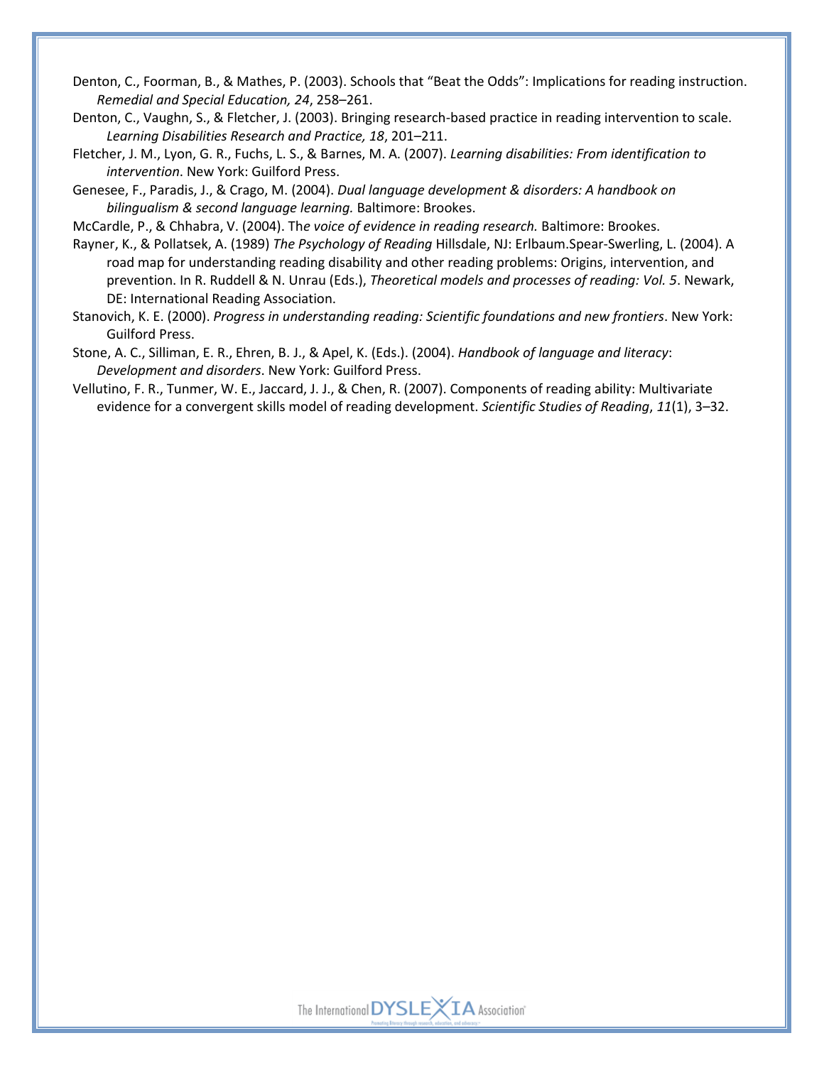Denton, C., Foorman, B., & Mathes, P. (2003). Schools that "Beat the Odds": Implications for reading instruction. *Remedial and Special Education, 24*, 258–261.

Denton, C., Vaughn, S., & Fletcher, J. (2003). Bringing research-based practice in reading intervention to scale. *Learning Disabilities Research and Practice, 18*, 201–211.

Fletcher, J. M., Lyon, G. R., Fuchs, L. S., & Barnes, M. A. (2007). *Learning disabilities: From identification to intervention*. New York: Guilford Press.

Genesee, F., Paradis, J., & Crago, M. (2004). *Dual language development & disorders: A handbook on bilingualism & second language learning.* Baltimore: Brookes.

McCardle, P., & Chhabra, V. (2004). Th*e voice of evidence in reading research.* Baltimore: Brookes.

Rayner, K., & Pollatsek, A. (1989) *The Psychology of Reading* Hillsdale, NJ: Erlbaum.Spear-Swerling, L. (2004). A road map for understanding reading disability and other reading problems: Origins, intervention, and prevention. In R. Ruddell & N. Unrau (Eds.), *Theoretical models and processes of reading: Vol. 5*. Newark, DE: International Reading Association.

Stanovich, K. E. (2000). *Progress in understanding reading: Scientific foundations and new frontiers*. New York: Guilford Press.

Stone, A. C., Silliman, E. R., Ehren, B. J., & Apel, K. (Eds.). (2004). *Handbook of language and literacy*: *Development and disorders*. New York: Guilford Press.

Vellutino, F. R., Tunmer, W. E., Jaccard, J. J., & Chen, R. (2007). Components of reading ability: Multivariate evidence for a convergent skills model of reading development. *Scientific Studies of Reading*, *11*(1), 3–32.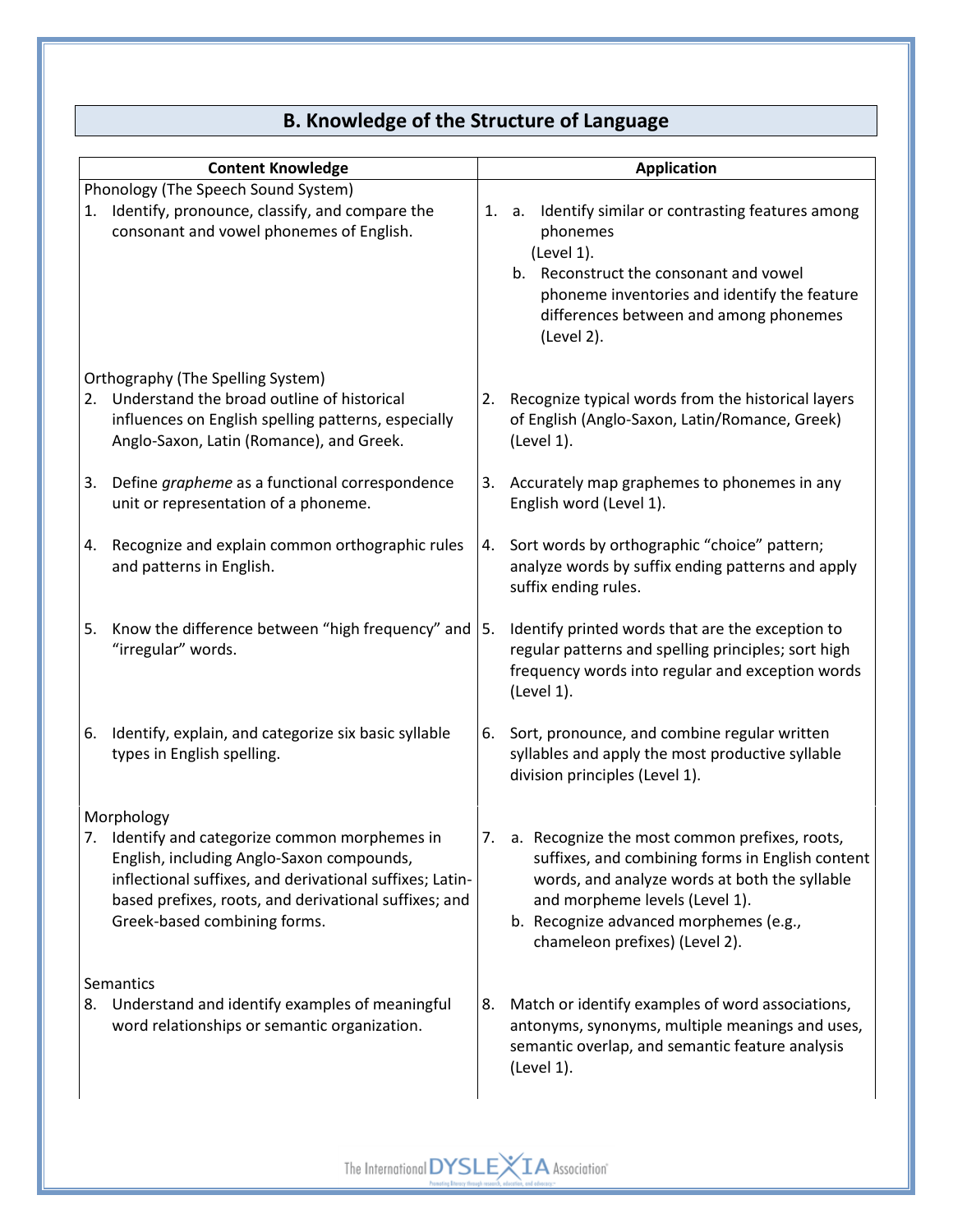## B. Knowledge of the Structure of Language

| Content Knowledge | Application |
|---|---|
| **Phonology (The Speech Sound System)** | |
| 1. Identify, pronounce, classify, and compare the consonant and vowel phonemes of English. | 1. a. Identify similar or contrasting features among phonemes (Level 1).<br>b. Reconstruct the consonant and vowel phoneme inventories and identify the feature differences between and among phonemes (Level 2). |
| **Orthography (The Spelling System)** | |
| 2. Understand the broad outline of historical influences on English spelling patterns, especially Anglo-Saxon, Latin (Romance), and Greek. | 2. Recognize typical words from the historical layers of English (Anglo-Saxon, Latin/Romance, Greek) (Level 1). |
| 3. Define *grapheme* as a functional correspondence unit or representation of a phoneme. | 3. Accurately map graphemes to phonemes in any English word (Level 1). |
| 4. Recognize and explain common orthographic rules and patterns in English. | 4. Sort words by orthographic "choice" pattern; analyze words by suffix ending patterns and apply suffix ending rules. |
| 5. Know the difference between "high frequency" and "irregular" words. | 5. Identify printed words that are the exception to regular patterns and spelling principles; sort high frequency words into regular and exception words (Level 1). |
| 6. Identify, explain, and categorize six basic syllable types in English spelling. | 6. Sort, pronounce, and combine regular written syllables and apply the most productive syllable division principles (Level 1). |
| **Morphology** | |
| 7. Identify and categorize common morphemes in English, including Anglo-Saxon compounds, inflectional suffixes, and derivational suffixes; Latin-based prefixes, roots, and derivational suffixes; and Greek-based combining forms. | 7. a. Recognize the most common prefixes, roots, suffixes, and combining forms in English content words, and analyze words at both the syllable and morpheme levels (Level 1).<br>b. Recognize advanced morphemes (e.g., chameleon prefixes) (Level 2). |
| **Semantics** | |
| 8. Understand and identify examples of meaningful word relationships or semantic organization. | 8. Match or identify examples of word associations, antonyms, synonyms, multiple meanings and uses, semantic overlap, and semantic feature analysis (Level 1). |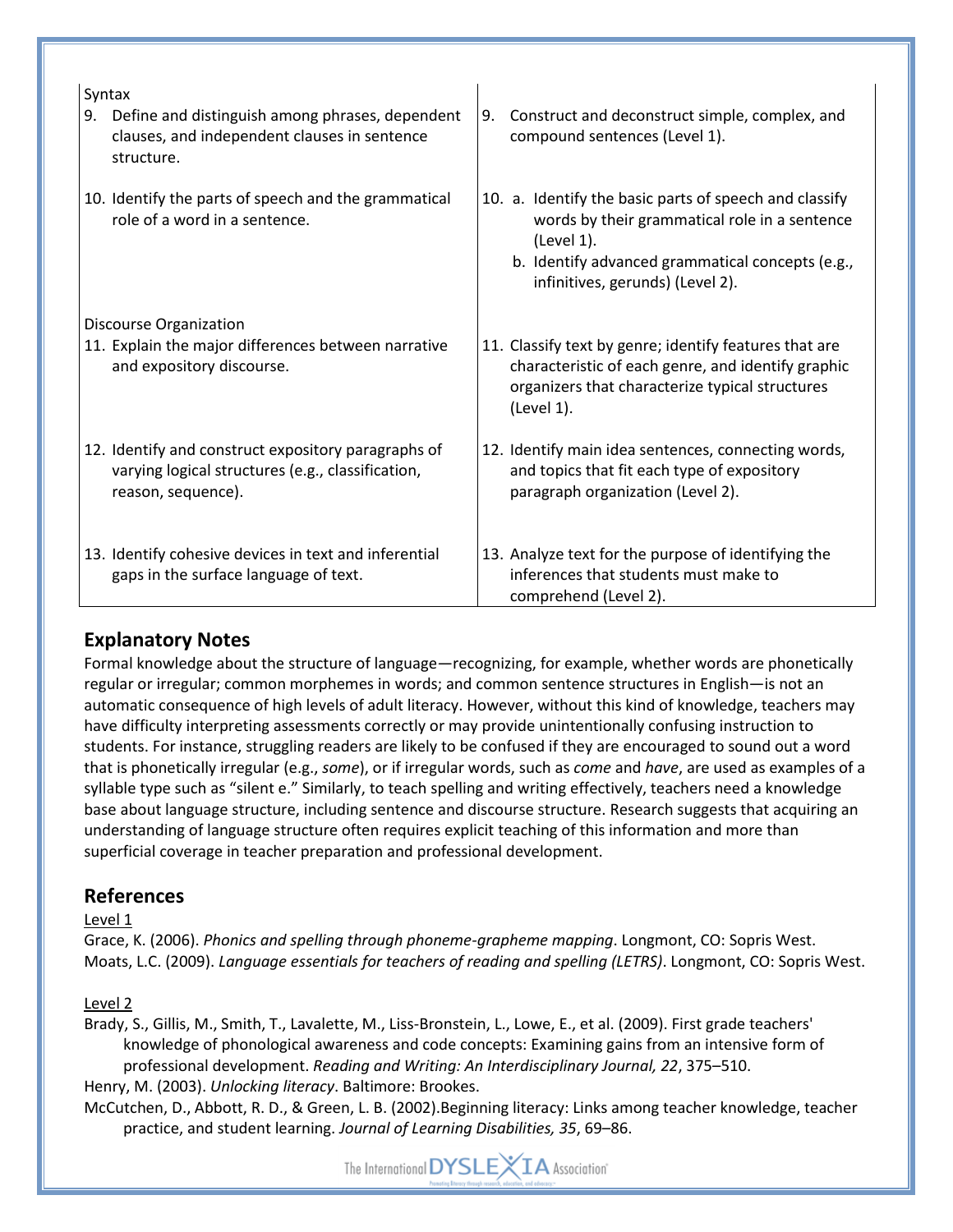| | |
|---|---|
| Syntax | |
| 9. Define and distinguish among phrases, dependent clauses, and independent clauses in sentence structure. | 9. Construct and deconstruct simple, complex, and compound sentences (Level 1). |
| 10. Identify the parts of speech and the grammatical role of a word in a sentence. | 10. a. Identify the basic parts of speech and classify words by their grammatical role in a sentence (Level 1).<br>b. Identify advanced grammatical concepts (e.g., infinitives, gerunds) (Level 2). |
| Discourse Organization | |
| 11. Explain the major differences between narrative and expository discourse. | 11. Classify text by genre; identify features that are characteristic of each genre, and identify graphic organizers that characterize typical structures (Level 1). |
| 12. Identify and construct expository paragraphs of varying logical structures (e.g., classification, reason, sequence). | 12. Identify main idea sentences, connecting words, and topics that fit each type of expository paragraph organization (Level 2). |
| 13. Identify cohesive devices in text and inferential gaps in the surface language of text. | 13. Analyze text for the purpose of identifying the inferences that students must make to comprehend (Level 2). |

## Explanatory Notes

Formal knowledge about the structure of language—recognizing, for example, whether words are phonetically regular or irregular; common morphemes in words; and common sentence structures in English—is not an automatic consequence of high levels of adult literacy. However, without this kind of knowledge, teachers may have difficulty interpreting assessments correctly or may provide unintentionally confusing instruction to students. For instance, struggling readers are likely to be confused if they are encouraged to sound out a word that is phonetically irregular (e.g., *some*), or if irregular words, such as *come* and *have*, are used as examples of a syllable type such as "silent e." Similarly, to teach spelling and writing effectively, teachers need a knowledge base about language structure, including sentence and discourse structure. Research suggests that acquiring an understanding of language structure often requires explicit teaching of this information and more than superficial coverage in teacher preparation and professional development.

## References

Level 1

Grace, K. (2006). *Phonics and spelling through phoneme-grapheme mapping*. Longmont, CO: Sopris West.

Moats, L.C. (2009). *Language essentials for teachers of reading and spelling (LETRS)*. Longmont, CO: Sopris West.

Level 2

Brady, S., Gillis, M., Smith, T., Lavalette, M., Liss-Bronstein, L., Lowe, E., et al. (2009). First grade teachers' knowledge of phonological awareness and code concepts: Examining gains from an intensive form of professional development. *Reading and Writing: An Interdisciplinary Journal, 22*, 375–510.

Henry, M. (2003). *Unlocking literacy*. Baltimore: Brookes.

McCutchen, D., Abbott, R. D., & Green, L. B. (2002).Beginning literacy: Links among teacher knowledge, teacher practice, and student learning. *Journal of Learning Disabilities, 35*, 69–86.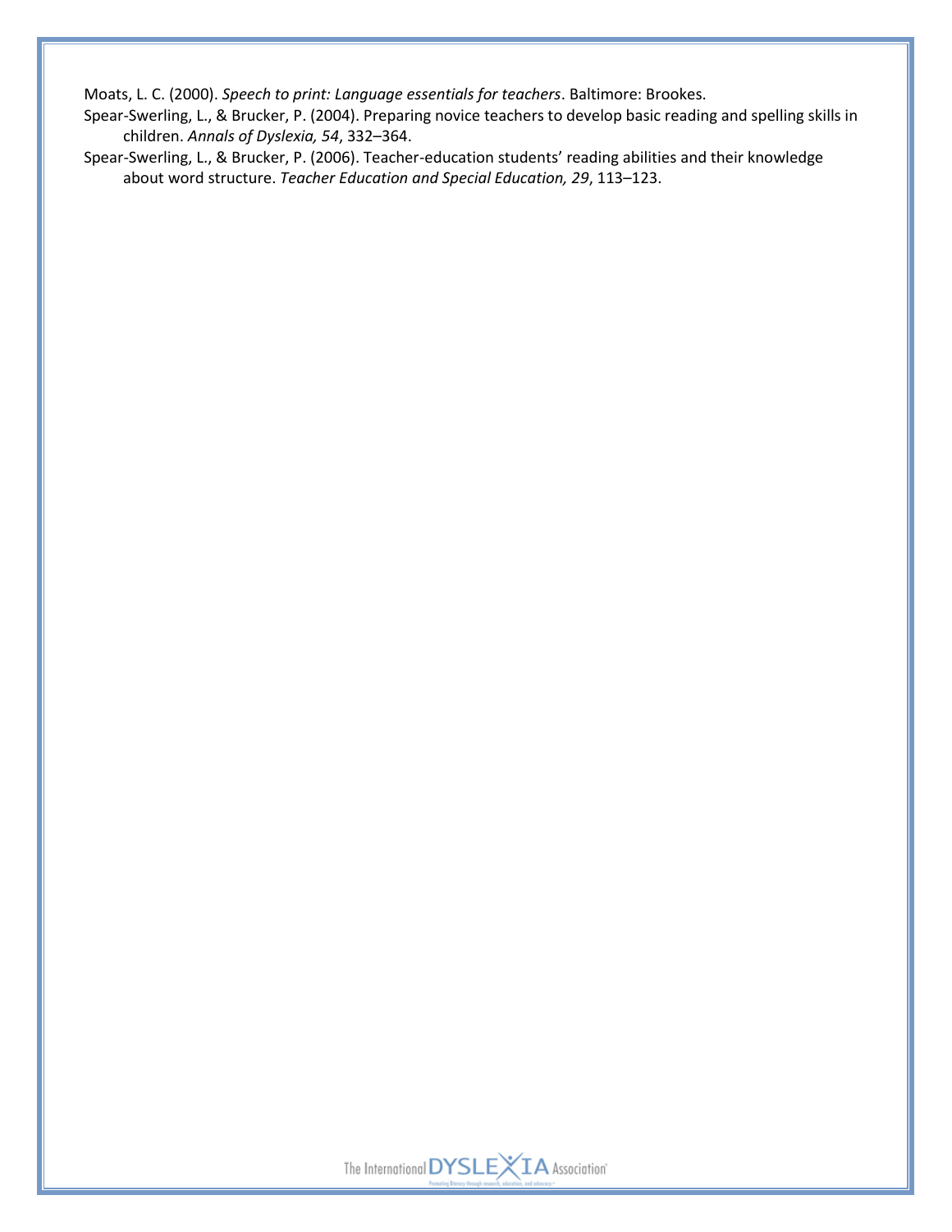Moats, L. C. (2000). *Speech to print: Language essentials for teachers*. Baltimore: Brookes.

Spear-Swerling, L., & Brucker, P. (2004). Preparing novice teachers to develop basic reading and spelling skills in children. *Annals of Dyslexia, 54*, 332–364.

Spear-Swerling, L., & Brucker, P. (2006). Teacher-education students' reading abilities and their knowledge about word structure. *Teacher Education and Special Education, 29*, 113–123.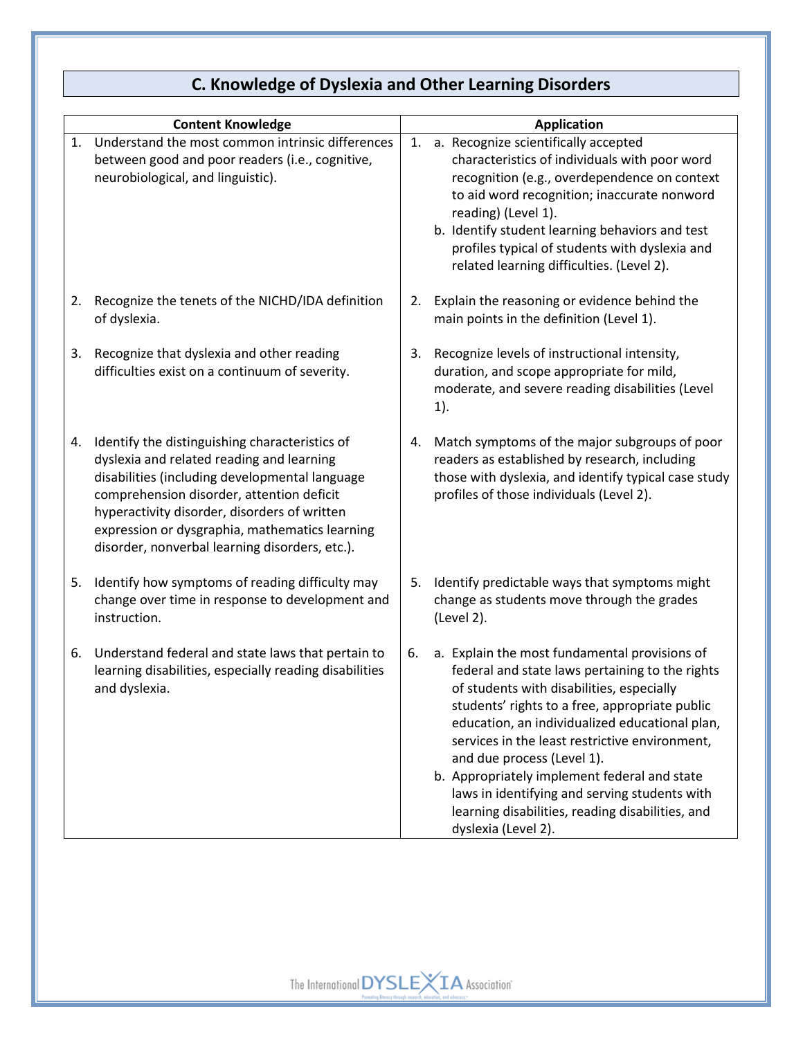## C. Knowledge of Dyslexia and Other Learning Disorders

| Content Knowledge | Application |
|---|---|
| 1. Understand the most common intrinsic differences between good and poor readers (i.e., cognitive, neurobiological, and linguistic). | 1. a. Recognize scientifically accepted characteristics of individuals with poor word recognition (e.g., overdependence on context to aid word recognition; inaccurate nonword reading) (Level 1).<br>b. Identify student learning behaviors and test profiles typical of students with dyslexia and related learning difficulties. (Level 2). |
| 2. Recognize the tenets of the NICHD/IDA definition of dyslexia. | 2. Explain the reasoning or evidence behind the main points in the definition (Level 1). |
| 3. Recognize that dyslexia and other reading difficulties exist on a continuum of severity. | 3. Recognize levels of instructional intensity, duration, and scope appropriate for mild, moderate, and severe reading disabilities (Level 1). |
| 4. Identify the distinguishing characteristics of dyslexia and related reading and learning disabilities (including developmental language comprehension disorder, attention deficit hyperactivity disorder, disorders of written expression or dysgraphia, mathematics learning disorder, nonverbal learning disorders, etc.). | 4. Match symptoms of the major subgroups of poor readers as established by research, including those with dyslexia, and identify typical case study profiles of those individuals (Level 2). |
| 5. Identify how symptoms of reading difficulty may change over time in response to development and instruction. | 5. Identify predictable ways that symptoms might change as students move through the grades (Level 2). |
| 6. Understand federal and state laws that pertain to learning disabilities, especially reading disabilities and dyslexia. | 6. a. Explain the most fundamental provisions of federal and state laws pertaining to the rights of students with disabilities, especially students' rights to a free, appropriate public education, an individualized educational plan, services in the least restrictive environment, and due process (Level 1).<br>b. Appropriately implement federal and state laws in identifying and serving students with learning disabilities, reading disabilities, and dyslexia (Level 2). |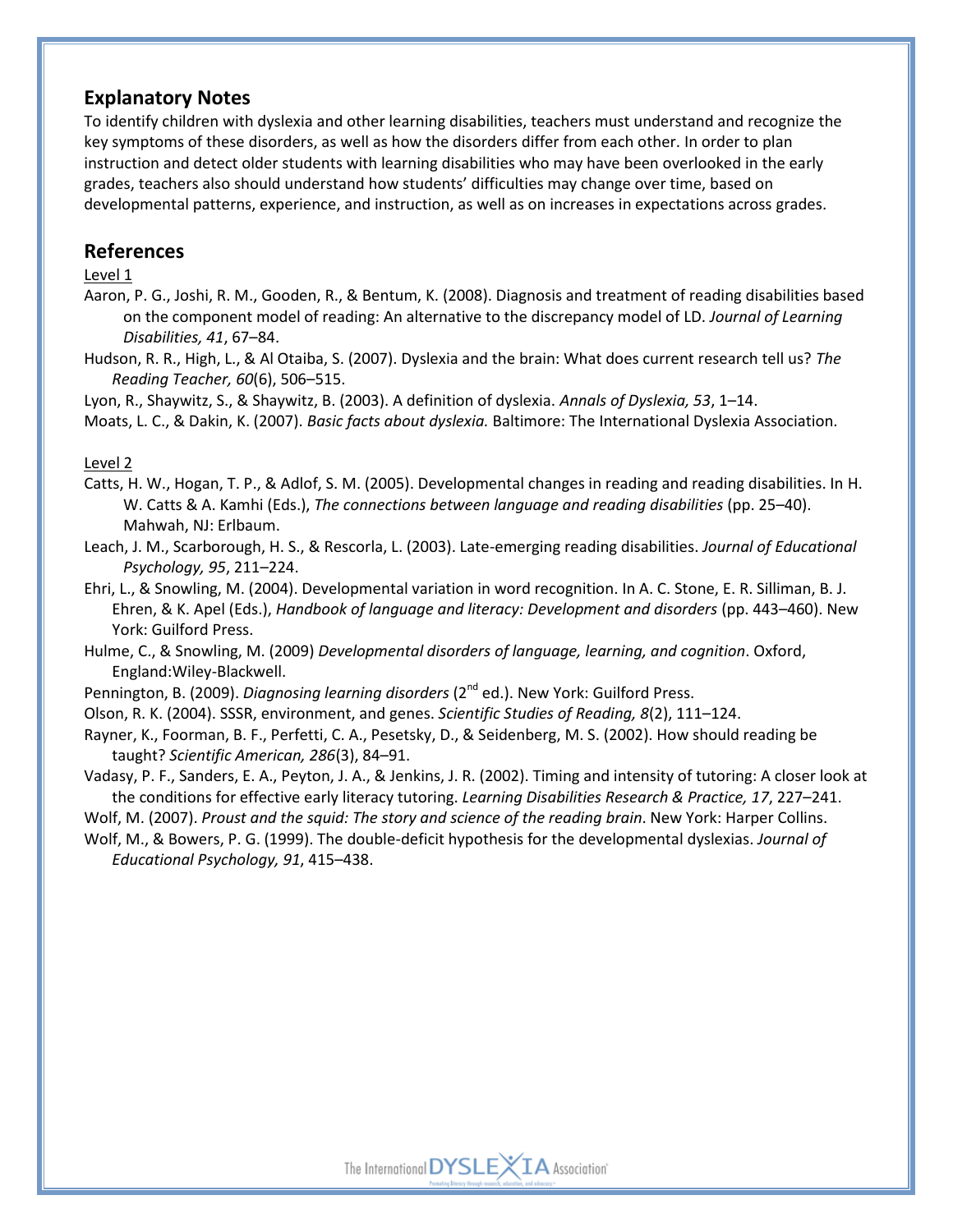## Explanatory Notes

To identify children with dyslexia and other learning disabilities, teachers must understand and recognize the key symptoms of these disorders, as well as how the disorders differ from each other. In order to plan instruction and detect older students with learning disabilities who may have been overlooked in the early grades, teachers also should understand how students' difficulties may change over time, based on developmental patterns, experience, and instruction, as well as on increases in expectations across grades.

## References

Level 1

Aaron, P. G., Joshi, R. M., Gooden, R., & Bentum, K. (2008). Diagnosis and treatment of reading disabilities based on the component model of reading: An alternative to the discrepancy model of LD. *Journal of Learning Disabilities, 41*, 67–84.

Hudson, R. R., High, L., & Al Otaiba, S. (2007). Dyslexia and the brain: What does current research tell us? *The Reading Teacher, 60*(6), 506–515.

Lyon, R., Shaywitz, S., & Shaywitz, B. (2003). A definition of dyslexia. *Annals of Dyslexia, 53*, 1–14.

Moats, L. C., & Dakin, K. (2007). *Basic facts about dyslexia.* Baltimore: The International Dyslexia Association.

Level 2

Catts, H. W., Hogan, T. P., & Adlof, S. M. (2005). Developmental changes in reading and reading disabilities. In H. W. Catts & A. Kamhi (Eds.), *The connections between language and reading disabilities* (pp. 25–40). Mahwah, NJ: Erlbaum.

Leach, J. M., Scarborough, H. S., & Rescorla, L. (2003). Late-emerging reading disabilities. *Journal of Educational Psychology, 95*, 211–224.

Ehri, L., & Snowling, M. (2004). Developmental variation in word recognition. In A. C. Stone, E. R. Silliman, B. J. Ehren, & K. Apel (Eds.), *Handbook of language and literacy: Development and disorders* (pp. 443–460). New York: Guilford Press.

Hulme, C., & Snowling, M. (2009) *Developmental disorders of language, learning, and cognition*. Oxford, England:Wiley-Blackwell.

Pennington, B. (2009). *Diagnosing learning disorders* (2nd ed.). New York: Guilford Press.

Olson, R. K. (2004). SSSR, environment, and genes. *Scientific Studies of Reading, 8*(2), 111–124.

Rayner, K., Foorman, B. F., Perfetti, C. A., Pesetsky, D., & Seidenberg, M. S. (2002). How should reading be taught? *Scientific American, 286*(3), 84–91.

Vadasy, P. F., Sanders, E. A., Peyton, J. A., & Jenkins, J. R. (2002). Timing and intensity of tutoring: A closer look at the conditions for effective early literacy tutoring. *Learning Disabilities Research & Practice, 17*, 227–241.

Wolf, M. (2007). *Proust and the squid: The story and science of the reading brain*. New York: Harper Collins.

Wolf, M., & Bowers, P. G. (1999). The double-deficit hypothesis for the developmental dyslexias. *Journal of Educational Psychology, 91*, 415–438.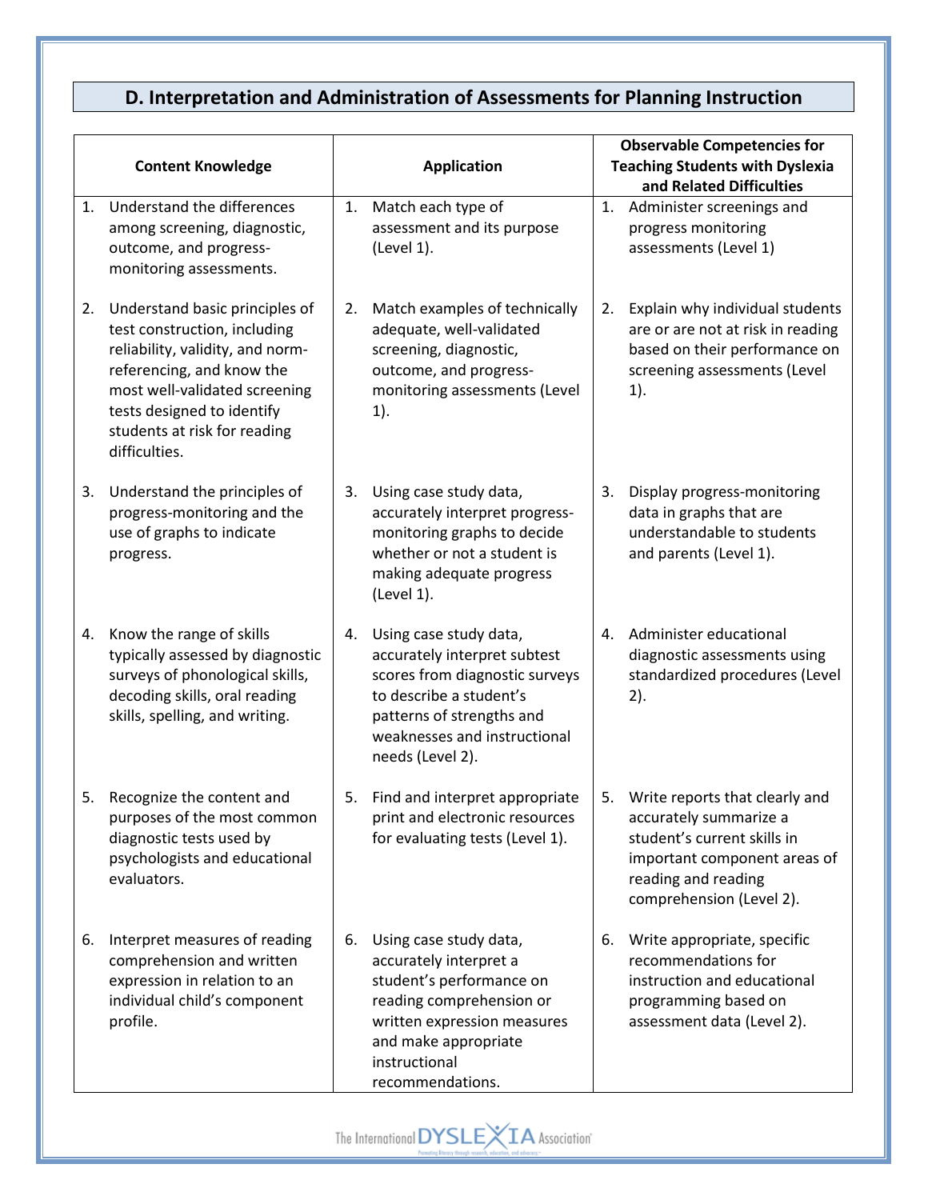## D. Interpretation and Administration of Assessments for Planning Instruction

| Content Knowledge | Application | Observable Competencies for Teaching Students with Dyslexia and Related Difficulties |
|---|---|---|
| 1. Understand the differences among screening, diagnostic, outcome, and progress-monitoring assessments. | 1. Match each type of assessment and its purpose (Level 1). | 1. Administer screenings and progress monitoring assessments (Level 1) |
| 2. Understand basic principles of test construction, including reliability, validity, and norm-referencing, and know the most well-validated screening tests designed to identify students at risk for reading difficulties. | 2. Match examples of technically adequate, well-validated screening, diagnostic, outcome, and progress-monitoring assessments (Level 1). | 2. Explain why individual students are or are not at risk in reading based on their performance on screening assessments (Level 1). |
| 3. Understand the principles of progress-monitoring and the use of graphs to indicate progress. | 3. Using case study data, accurately interpret progress-monitoring graphs to decide whether or not a student is making adequate progress (Level 1). | 3. Display progress-monitoring data in graphs that are understandable to students and parents (Level 1). |
| 4. Know the range of skills typically assessed by diagnostic surveys of phonological skills, decoding skills, oral reading skills, spelling, and writing. | 4. Using case study data, accurately interpret subtest scores from diagnostic surveys to describe a student's patterns of strengths and weaknesses and instructional needs (Level 2). | 4. Administer educational diagnostic assessments using standardized procedures (Level 2). |
| 5. Recognize the content and purposes of the most common diagnostic tests used by psychologists and educational evaluators. | 5. Find and interpret appropriate print and electronic resources for evaluating tests (Level 1). | 5. Write reports that clearly and accurately summarize a student's current skills in important component areas of reading and reading comprehension (Level 2). |
| 6. Interpret measures of reading comprehension and written expression in relation to an individual child's component profile. | 6. Using case study data, accurately interpret a student's performance on reading comprehension or written expression measures and make appropriate instructional recommendations. | 6. Write appropriate, specific recommendations for instruction and educational programming based on assessment data (Level 2). |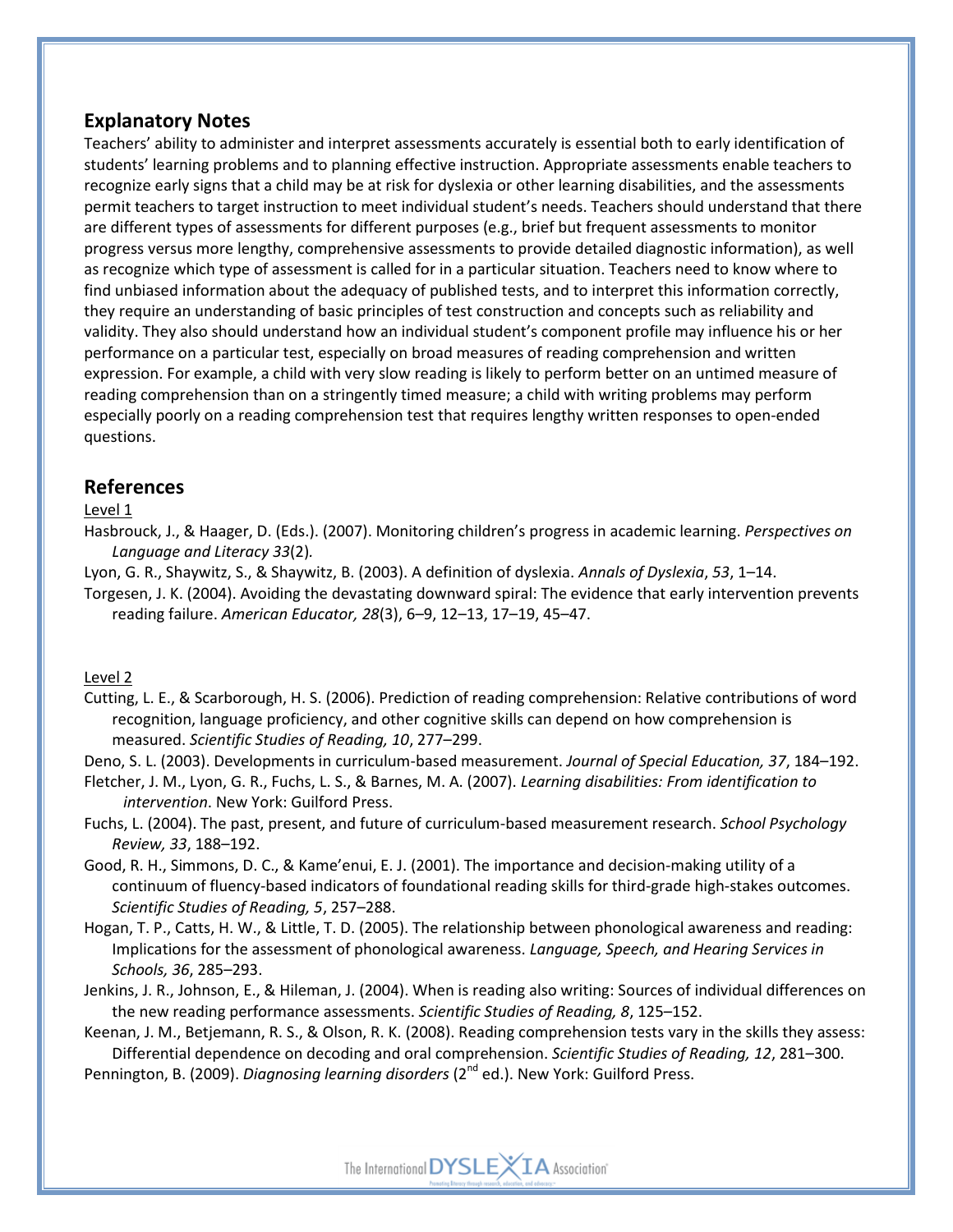## Explanatory Notes

Teachers' ability to administer and interpret assessments accurately is essential both to early identification of students' learning problems and to planning effective instruction. Appropriate assessments enable teachers to recognize early signs that a child may be at risk for dyslexia or other learning disabilities, and the assessments permit teachers to target instruction to meet individual student's needs. Teachers should understand that there are different types of assessments for different purposes (e.g., brief but frequent assessments to monitor progress versus more lengthy, comprehensive assessments to provide detailed diagnostic information), as well as recognize which type of assessment is called for in a particular situation. Teachers need to know where to find unbiased information about the adequacy of published tests, and to interpret this information correctly, they require an understanding of basic principles of test construction and concepts such as reliability and validity. They also should understand how an individual student's component profile may influence his or her performance on a particular test, especially on broad measures of reading comprehension and written expression. For example, a child with very slow reading is likely to perform better on an untimed measure of reading comprehension than on a stringently timed measure; a child with writing problems may perform especially poorly on a reading comprehension test that requires lengthy written responses to open-ended questions.

## References

Level 1

Hasbrouck, J., & Haager, D. (Eds.). (2007). Monitoring children's progress in academic learning. *Perspectives on Language and Literacy 33*(2).

Lyon, G. R., Shaywitz, S., & Shaywitz, B. (2003). A definition of dyslexia. *Annals of Dyslexia*, *53*, 1–14.

Torgesen, J. K. (2004). Avoiding the devastating downward spiral: The evidence that early intervention prevents reading failure. *American Educator, 28*(3), 6–9, 12–13, 17–19, 45–47.

Level 2

Cutting, L. E., & Scarborough, H. S. (2006). Prediction of reading comprehension: Relative contributions of word recognition, language proficiency, and other cognitive skills can depend on how comprehension is measured. *Scientific Studies of Reading, 10*, 277–299.

Deno, S. L. (2003). Developments in curriculum-based measurement. *Journal of Special Education, 37*, 184–192.

Fletcher, J. M., Lyon, G. R., Fuchs, L. S., & Barnes, M. A. (2007). *Learning disabilities: From identification to intervention*. New York: Guilford Press.

Fuchs, L. (2004). The past, present, and future of curriculum-based measurement research. *School Psychology Review, 33*, 188–192.

Good, R. H., Simmons, D. C., & Kame'enui, E. J. (2001). The importance and decision-making utility of a continuum of fluency-based indicators of foundational reading skills for third-grade high-stakes outcomes. *Scientific Studies of Reading, 5*, 257–288.

Hogan, T. P., Catts, H. W., & Little, T. D. (2005). The relationship between phonological awareness and reading: Implications for the assessment of phonological awareness. *Language, Speech, and Hearing Services in Schools, 36*, 285–293.

Jenkins, J. R., Johnson, E., & Hileman, J. (2004). When is reading also writing: Sources of individual differences on the new reading performance assessments. *Scientific Studies of Reading, 8*, 125–152.

Keenan, J. M., Betjemann, R. S., & Olson, R. K. (2008). Reading comprehension tests vary in the skills they assess: Differential dependence on decoding and oral comprehension. *Scientific Studies of Reading, 12*, 281–300.

Pennington, B. (2009). *Diagnosing learning disorders* (2nd ed.). New York: Guilford Press.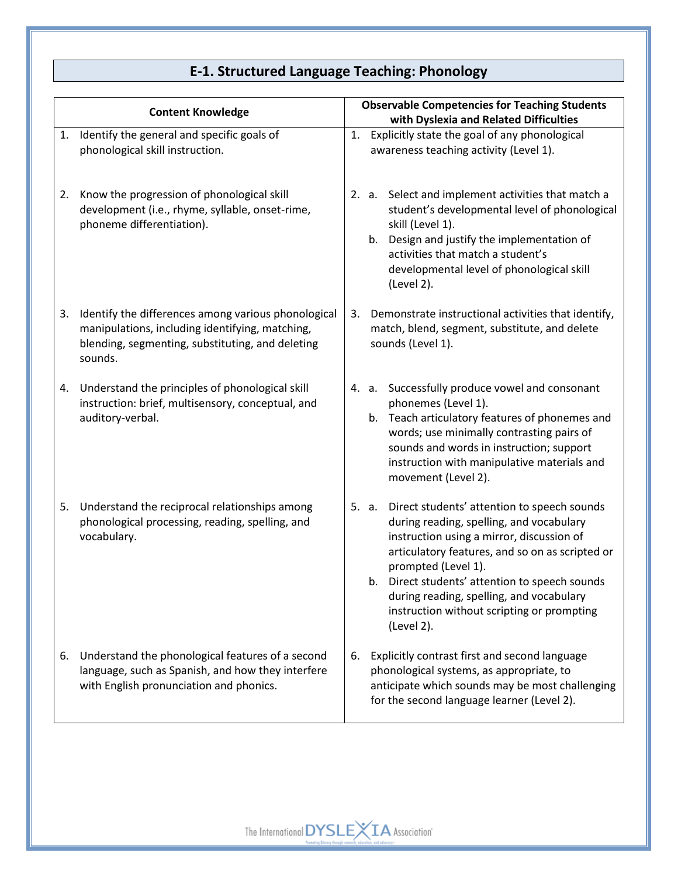## E-1. Structured Language Teaching: Phonology

| Content Knowledge | Observable Competencies for Teaching Students with Dyslexia and Related Difficulties |
|---|---|
| 1. Identify the general and specific goals of phonological skill instruction. | 1. Explicitly state the goal of any phonological awareness teaching activity (Level 1). |
| 2. Know the progression of phonological skill development (i.e., rhyme, syllable, onset-rime, phoneme differentiation). | 2. a. Select and implement activities that match a student's developmental level of phonological skill (Level 1).<br>b. Design and justify the implementation of activities that match a student's developmental level of phonological skill (Level 2). |
| 3. Identify the differences among various phonological manipulations, including identifying, matching, blending, segmenting, substituting, and deleting sounds. | 3. Demonstrate instructional activities that identify, match, blend, segment, substitute, and delete sounds (Level 1). |
| 4. Understand the principles of phonological skill instruction: brief, multisensory, conceptual, and auditory-verbal. | 4. a. Successfully produce vowel and consonant phonemes (Level 1).<br>b. Teach articulatory features of phonemes and words; use minimally contrasting pairs of sounds and words in instruction; support instruction with manipulative materials and movement (Level 2). |
| 5. Understand the reciprocal relationships among phonological processing, reading, spelling, and vocabulary. | 5. a. Direct students' attention to speech sounds during reading, spelling, and vocabulary instruction using a mirror, discussion of articulatory features, and so on as scripted or prompted (Level 1).<br>b. Direct students' attention to speech sounds during reading, spelling, and vocabulary instruction without scripting or prompting (Level 2). |
| 6. Understand the phonological features of a second language, such as Spanish, and how they interfere with English pronunciation and phonics. | 6. Explicitly contrast first and second language phonological systems, as appropriate, to anticipate which sounds may be most challenging for the second language learner (Level 2). |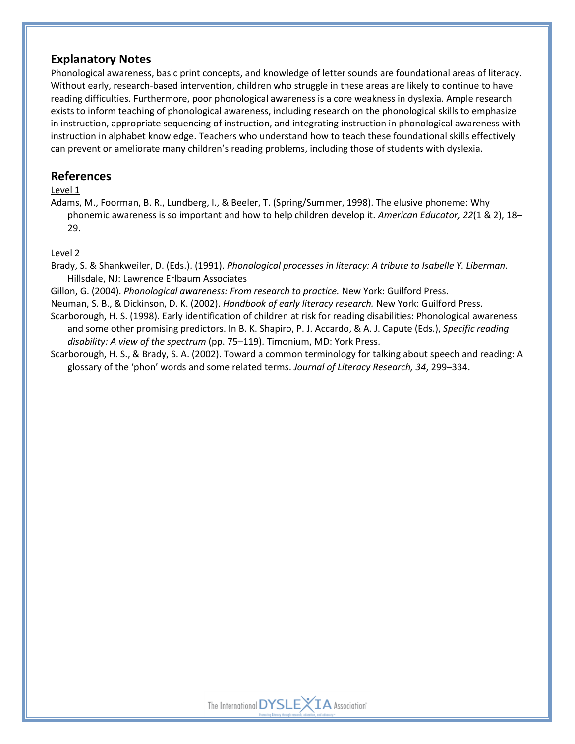## Explanatory Notes

Phonological awareness, basic print concepts, and knowledge of letter sounds are foundational areas of literacy. Without early, research-based intervention, children who struggle in these areas are likely to continue to have reading difficulties. Furthermore, poor phonological awareness is a core weakness in dyslexia. Ample research exists to inform teaching of phonological awareness, including research on the phonological skills to emphasize in instruction, appropriate sequencing of instruction, and integrating instruction in phonological awareness with instruction in alphabet knowledge. Teachers who understand how to teach these foundational skills effectively can prevent or ameliorate many children's reading problems, including those of students with dyslexia.

## References

<u>Level 1</u>

Adams, M., Foorman, B. R., Lundberg, I., & Beeler, T. (Spring/Summer, 1998). The elusive phoneme: Why phonemic awareness is so important and how to help children develop it. *American Educator, 22*(1 & 2), 18–29.

<u>Level 2</u>

Brady, S. & Shankweiler, D. (Eds.). (1991). *Phonological processes in literacy: A tribute to Isabelle Y. Liberman.* Hillsdale, NJ: Lawrence Erlbaum Associates

Gillon, G. (2004). *Phonological awareness: From research to practice.* New York: Guilford Press.

Neuman, S. B., & Dickinson, D. K. (2002). *Handbook of early literacy research.* New York: Guilford Press.

Scarborough, H. S. (1998). Early identification of children at risk for reading disabilities: Phonological awareness and some other promising predictors. In B. K. Shapiro, P. J. Accardo, & A. J. Capute (Eds.), *Specific reading disability: A view of the spectrum* (pp. 75–119). Timonium, MD: York Press.

Scarborough, H. S., & Brady, S. A. (2002). Toward a common terminology for talking about speech and reading: A glossary of the 'phon' words and some related terms. *Journal of Literacy Research, 34*, 299–334.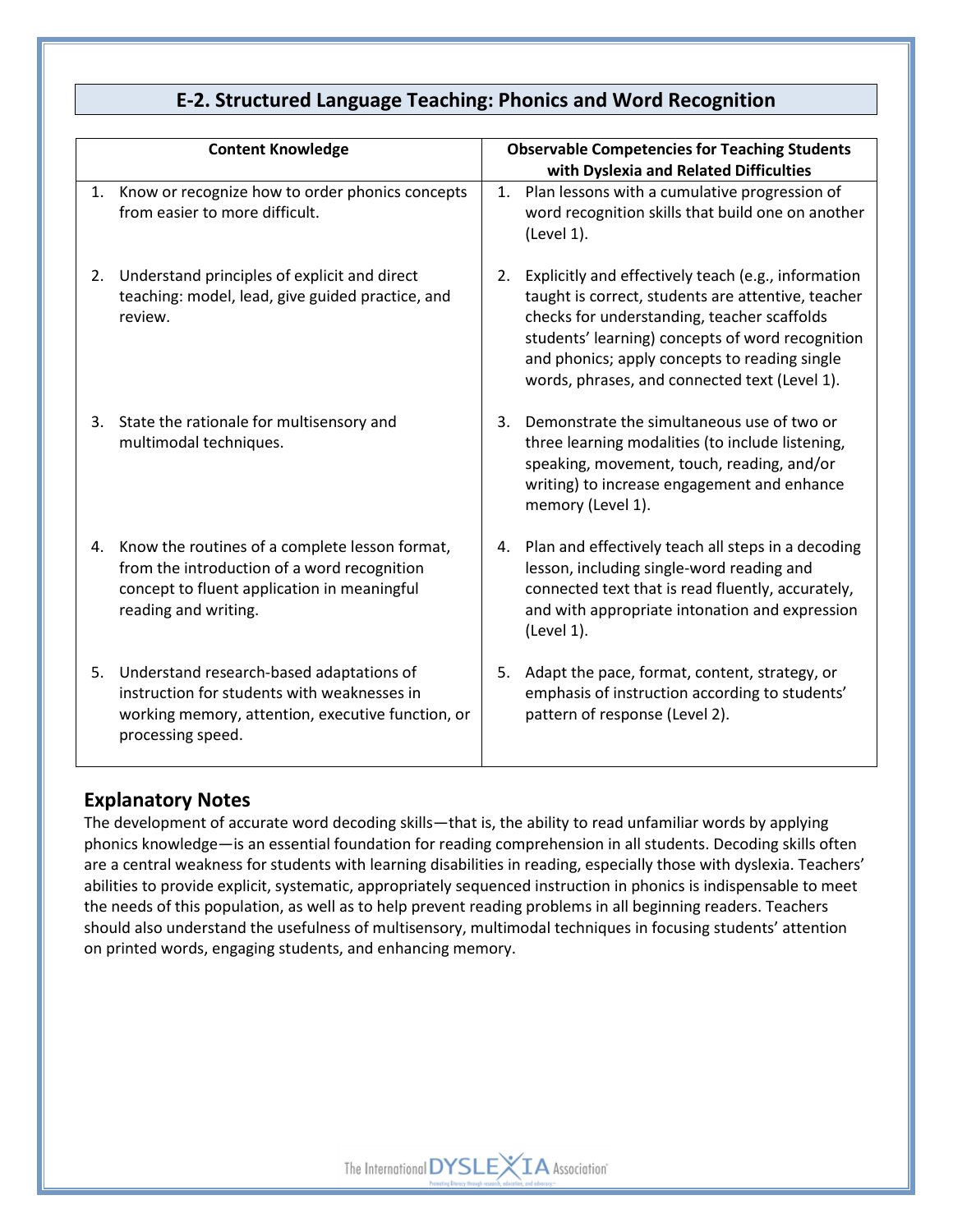## E-2. Structured Language Teaching: Phonics and Word Recognition

| Content Knowledge | Observable Competencies for Teaching Students with Dyslexia and Related Difficulties |
|---|---|
| 1. Know or recognize how to order phonics concepts from easier to more difficult. | 1. Plan lessons with a cumulative progression of word recognition skills that build one on another (Level 1). |
| 2. Understand principles of explicit and direct teaching: model, lead, give guided practice, and review. | 2. Explicitly and effectively teach (e.g., information taught is correct, students are attentive, teacher checks for understanding, teacher scaffolds students' learning) concepts of word recognition and phonics; apply concepts to reading single words, phrases, and connected text (Level 1). |
| 3. State the rationale for multisensory and multimodal techniques. | 3. Demonstrate the simultaneous use of two or three learning modalities (to include listening, speaking, movement, touch, reading, and/or writing) to increase engagement and enhance memory (Level 1). |
| 4. Know the routines of a complete lesson format, from the introduction of a word recognition concept to fluent application in meaningful reading and writing. | 4. Plan and effectively teach all steps in a decoding lesson, including single-word reading and connected text that is read fluently, accurately, and with appropriate intonation and expression (Level 1). |
| 5. Understand research-based adaptations of instruction for students with weaknesses in working memory, attention, executive function, or processing speed. | 5. Adapt the pace, format, content, strategy, or emphasis of instruction according to students' pattern of response (Level 2). |

### Explanatory Notes

The development of accurate word decoding skills—that is, the ability to read unfamiliar words by applying phonics knowledge—is an essential foundation for reading comprehension in all students. Decoding skills often are a central weakness for students with learning disabilities in reading, especially those with dyslexia. Teachers' abilities to provide explicit, systematic, appropriately sequenced instruction in phonics is indispensable to meet the needs of this population, as well as to help prevent reading problems in all beginning readers. Teachers should also understand the usefulness of multisensory, multimodal techniques in focusing students' attention on printed words, engaging students, and enhancing memory.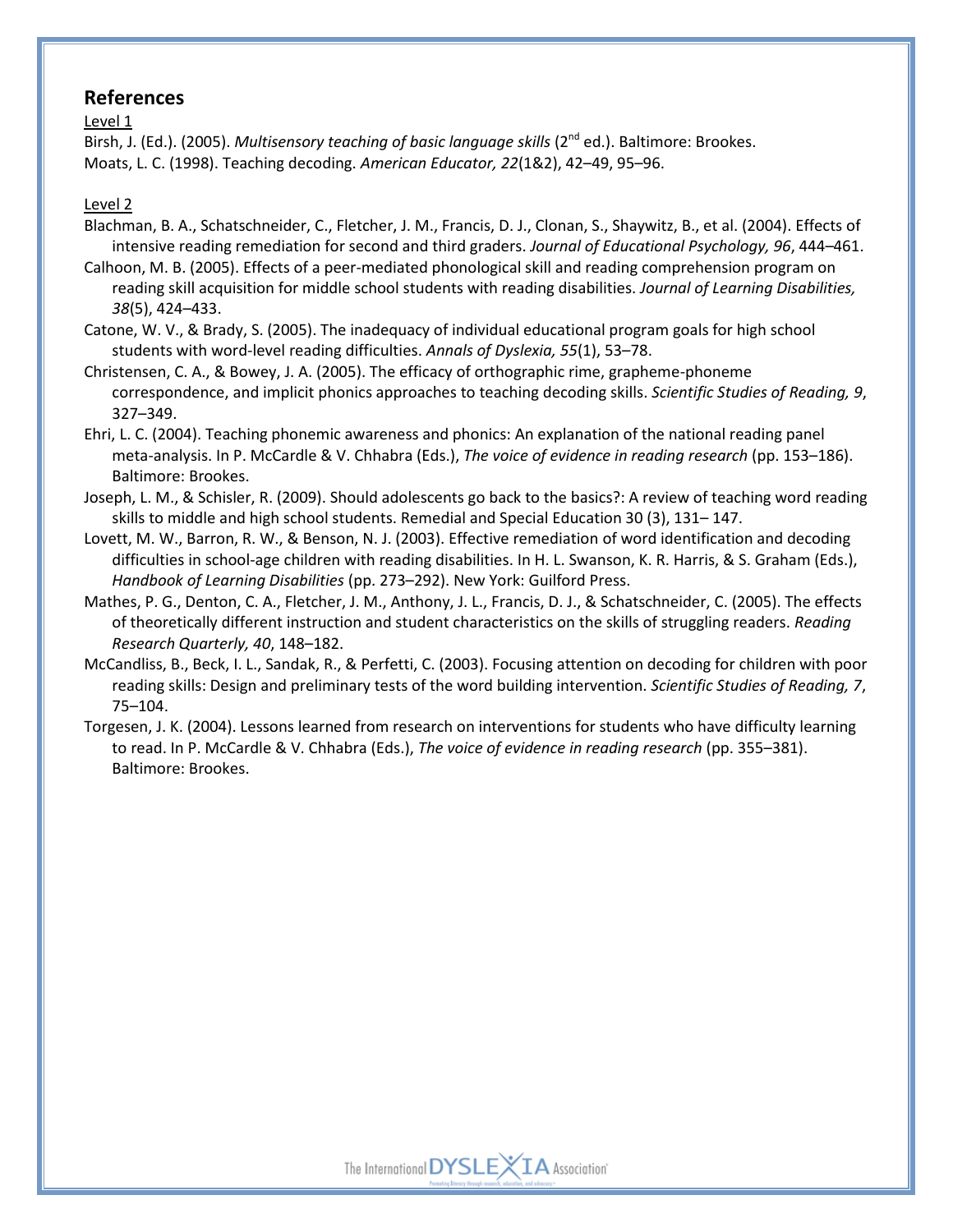## References

Level 1

Birsh, J. (Ed.). (2005). *Multisensory teaching of basic language skills* (2nd ed.). Baltimore: Brookes.

Moats, L. C. (1998). Teaching decoding. *American Educator, 22*(1&2), 42–49, 95–96.

Level 2

Blachman, B. A., Schatschneider, C., Fletcher, J. M., Francis, D. J., Clonan, S., Shaywitz, B., et al. (2004). Effects of intensive reading remediation for second and third graders. *Journal of Educational Psychology, 96*, 444–461.

Calhoon, M. B. (2005). Effects of a peer-mediated phonological skill and reading comprehension program on reading skill acquisition for middle school students with reading disabilities. *Journal of Learning Disabilities, 38*(5), 424–433.

Catone, W. V., & Brady, S. (2005). The inadequacy of individual educational program goals for high school students with word-level reading difficulties. *Annals of Dyslexia, 55*(1), 53–78.

Christensen, C. A., & Bowey, J. A. (2005). The efficacy of orthographic rime, grapheme-phoneme correspondence, and implicit phonics approaches to teaching decoding skills. *Scientific Studies of Reading, 9*, 327–349.

Ehri, L. C. (2004). Teaching phonemic awareness and phonics: An explanation of the national reading panel meta-analysis. In P. McCardle & V. Chhabra (Eds.), *The voice of evidence in reading research* (pp. 153–186). Baltimore: Brookes.

Joseph, L. M., & Schisler, R. (2009). Should adolescents go back to the basics?: A review of teaching word reading skills to middle and high school students. Remedial and Special Education 30 (3), 131– 147.

Lovett, M. W., Barron, R. W., & Benson, N. J. (2003). Effective remediation of word identification and decoding difficulties in school-age children with reading disabilities. In H. L. Swanson, K. R. Harris, & S. Graham (Eds.), *Handbook of Learning Disabilities* (pp. 273–292). New York: Guilford Press.

Mathes, P. G., Denton, C. A., Fletcher, J. M., Anthony, J. L., Francis, D. J., & Schatschneider, C. (2005). The effects of theoretically different instruction and student characteristics on the skills of struggling readers. *Reading Research Quarterly, 40*, 148–182.

McCandliss, B., Beck, I. L., Sandak, R., & Perfetti, C. (2003). Focusing attention on decoding for children with poor reading skills: Design and preliminary tests of the word building intervention. *Scientific Studies of Reading, 7*, 75–104.

Torgesen, J. K. (2004). Lessons learned from research on interventions for students who have difficulty learning to read. In P. McCardle & V. Chhabra (Eds.), *The voice of evidence in reading research* (pp. 355–381). Baltimore: Brookes.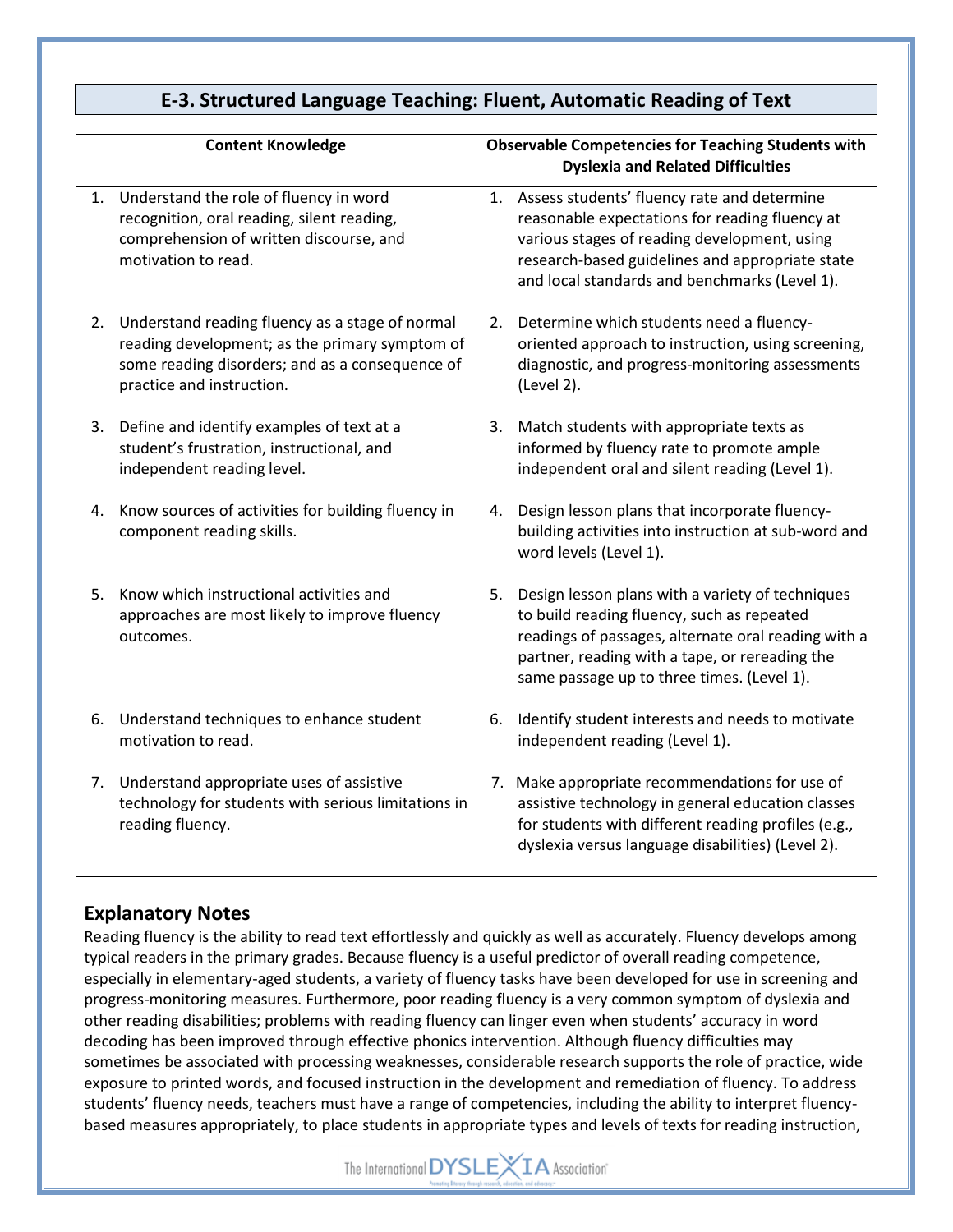## E-3. Structured Language Teaching: Fluent, Automatic Reading of Text

| Content Knowledge | Observable Competencies for Teaching Students with Dyslexia and Related Difficulties |
|---|---|
| 1. Understand the role of fluency in word recognition, oral reading, silent reading, comprehension of written discourse, and motivation to read. | 1. Assess students' fluency rate and determine reasonable expectations for reading fluency at various stages of reading development, using research-based guidelines and appropriate state and local standards and benchmarks (Level 1). |
| 2. Understand reading fluency as a stage of normal reading development; as the primary symptom of some reading disorders; and as a consequence of practice and instruction. | 2. Determine which students need a fluency-oriented approach to instruction, using screening, diagnostic, and progress-monitoring assessments (Level 2). |
| 3. Define and identify examples of text at a student's frustration, instructional, and independent reading level. | 3. Match students with appropriate texts as informed by fluency rate to promote ample independent oral and silent reading (Level 1). |
| 4. Know sources of activities for building fluency in component reading skills. | 4. Design lesson plans that incorporate fluency-building activities into instruction at sub-word and word levels (Level 1). |
| 5. Know which instructional activities and approaches are most likely to improve fluency outcomes. | 5. Design lesson plans with a variety of techniques to build reading fluency, such as repeated readings of passages, alternate oral reading with a partner, reading with a tape, or rereading the same passage up to three times. (Level 1). |
| 6. Understand techniques to enhance student motivation to read. | 6. Identify student interests and needs to motivate independent reading (Level 1). |
| 7. Understand appropriate uses of assistive technology for students with serious limitations in reading fluency. | 7. Make appropriate recommendations for use of assistive technology in general education classes for students with different reading profiles (e.g., dyslexia versus language disabilities) (Level 2). |

### Explanatory Notes

Reading fluency is the ability to read text effortlessly and quickly as well as accurately. Fluency develops among typical readers in the primary grades. Because fluency is a useful predictor of overall reading competence, especially in elementary-aged students, a variety of fluency tasks have been developed for use in screening and progress-monitoring measures. Furthermore, poor reading fluency is a very common symptom of dyslexia and other reading disabilities; problems with reading fluency can linger even when students' accuracy in word decoding has been improved through effective phonics intervention. Although fluency difficulties may sometimes be associated with processing weaknesses, considerable research supports the role of practice, wide exposure to printed words, and focused instruction in the development and remediation of fluency. To address students' fluency needs, teachers must have a range of competencies, including the ability to interpret fluency-based measures appropriately, to place students in appropriate types and levels of texts for reading instruction,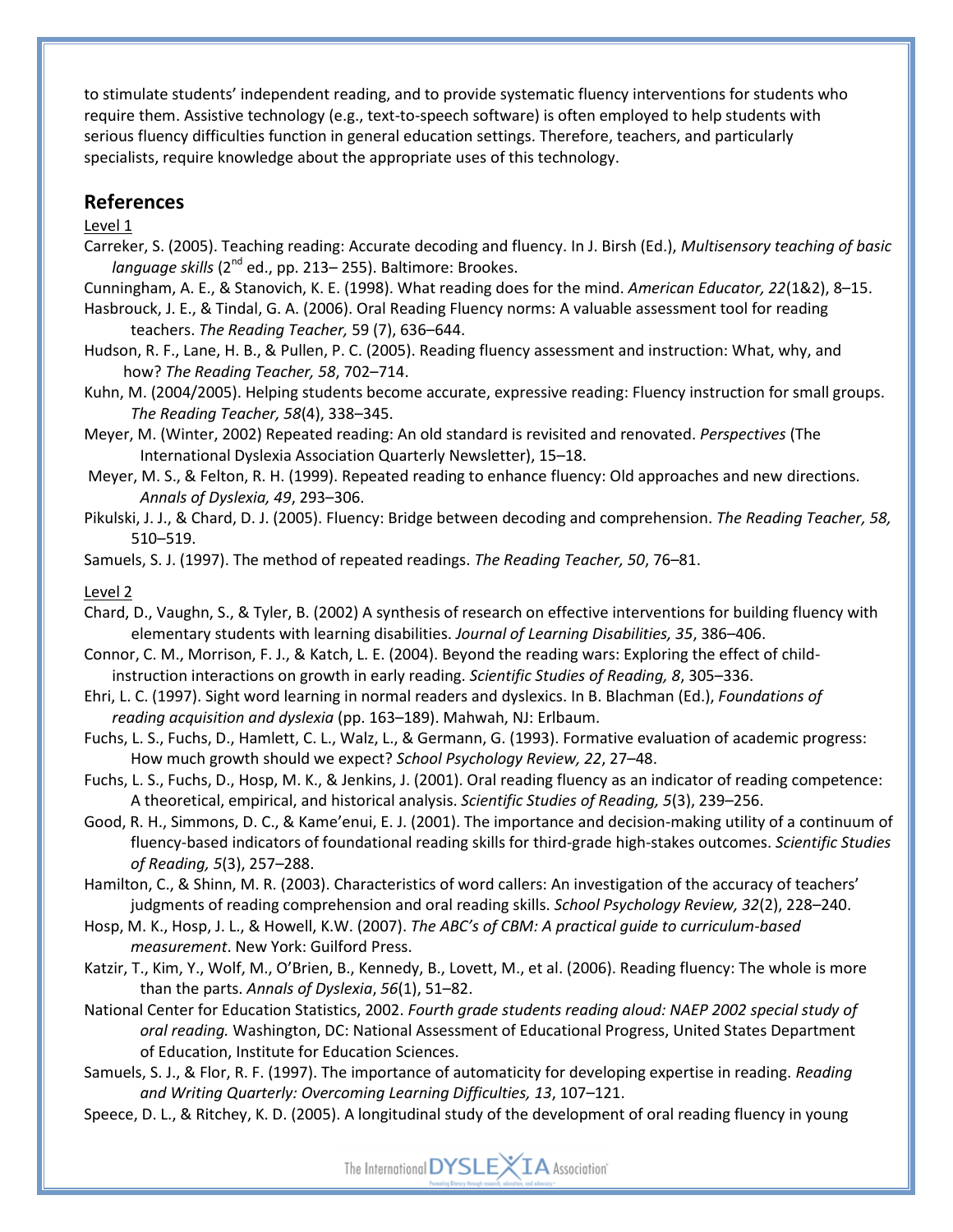to stimulate students' independent reading, and to provide systematic fluency interventions for students who require them. Assistive technology (e.g., text-to-speech software) is often employed to help students with serious fluency difficulties function in general education settings. Therefore, teachers, and particularly specialists, require knowledge about the appropriate uses of this technology.

## References

Level 1

Carreker, S. (2005). Teaching reading: Accurate decoding and fluency. In J. Birsh (Ed.), *Multisensory teaching of basic language skills* (2nd ed., pp. 213– 255). Baltimore: Brookes.

Cunningham, A. E., & Stanovich, K. E. (1998). What reading does for the mind. *American Educator, 22*(1&2), 8–15.

Hasbrouck, J. E., & Tindal, G. A. (2006). Oral Reading Fluency norms: A valuable assessment tool for reading teachers. *The Reading Teacher,* 59 (7), 636–644.

Hudson, R. F., Lane, H. B., & Pullen, P. C. (2005). Reading fluency assessment and instruction: What, why, and how? *The Reading Teacher, 58*, 702–714.

Kuhn, M. (2004/2005). Helping students become accurate, expressive reading: Fluency instruction for small groups. *The Reading Teacher, 58*(4), 338–345.

Meyer, M. (Winter, 2002) Repeated reading: An old standard is revisited and renovated. *Perspectives* (The International Dyslexia Association Quarterly Newsletter), 15–18.

Meyer, M. S., & Felton, R. H. (1999). Repeated reading to enhance fluency: Old approaches and new directions. *Annals of Dyslexia, 49*, 293–306.

Pikulski, J. J., & Chard, D. J. (2005). Fluency: Bridge between decoding and comprehension. *The Reading Teacher, 58,* 510–519.

Samuels, S. J. (1997). The method of repeated readings. *The Reading Teacher, 50*, 76–81.

Level 2

Chard, D., Vaughn, S., & Tyler, B. (2002) A synthesis of research on effective interventions for building fluency with elementary students with learning disabilities. *Journal of Learning Disabilities, 35*, 386–406.

Connor, C. M., Morrison, F. J., & Katch, L. E. (2004). Beyond the reading wars: Exploring the effect of child-instruction interactions on growth in early reading. *Scientific Studies of Reading, 8*, 305–336.

Ehri, L. C. (1997). Sight word learning in normal readers and dyslexics. In B. Blachman (Ed.), *Foundations of reading acquisition and dyslexia* (pp. 163–189). Mahwah, NJ: Erlbaum.

Fuchs, L. S., Fuchs, D., Hamlett, C. L., Walz, L., & Germann, G. (1993). Formative evaluation of academic progress: How much growth should we expect? *School Psychology Review, 22*, 27–48.

Fuchs, L. S., Fuchs, D., Hosp, M. K., & Jenkins, J. (2001). Oral reading fluency as an indicator of reading competence: A theoretical, empirical, and historical analysis. *Scientific Studies of Reading, 5*(3), 239–256.

Good, R. H., Simmons, D. C., & Kame'enui, E. J. (2001). The importance and decision-making utility of a continuum of fluency-based indicators of foundational reading skills for third-grade high-stakes outcomes. *Scientific Studies of Reading, 5*(3), 257–288.

Hamilton, C., & Shinn, M. R. (2003). Characteristics of word callers: An investigation of the accuracy of teachers' judgments of reading comprehension and oral reading skills. *School Psychology Review, 32*(2), 228–240.

Hosp, M. K., Hosp, J. L., & Howell, K.W. (2007). *The ABC's of CBM: A practical guide to curriculum-based measurement*. New York: Guilford Press.

Katzir, T., Kim, Y., Wolf, M., O'Brien, B., Kennedy, B., Lovett, M., et al. (2006). Reading fluency: The whole is more than the parts. *Annals of Dyslexia*, *56*(1), 51–82.

National Center for Education Statistics, 2002. *Fourth grade students reading aloud: NAEP 2002 special study of oral reading.* Washington, DC: National Assessment of Educational Progress, United States Department of Education, Institute for Education Sciences.

Samuels, S. J., & Flor, R. F. (1997). The importance of automaticity for developing expertise in reading. *Reading and Writing Quarterly: Overcoming Learning Difficulties, 13*, 107–121.

Speece, D. L., & Ritchey, K. D. (2005). A longitudinal study of the development of oral reading fluency in young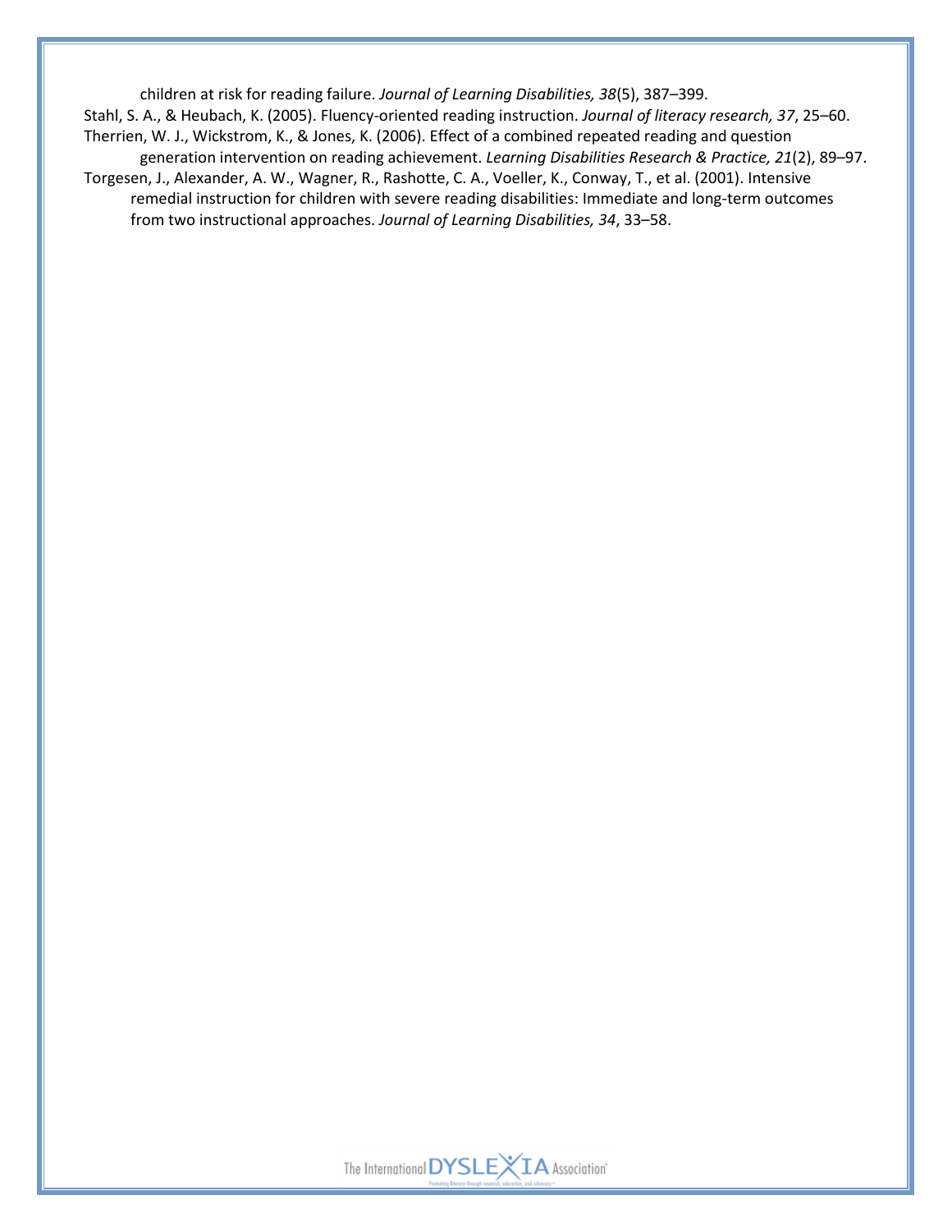children at risk for reading failure. *Journal of Learning Disabilities, 38*(5), 387–399.

Stahl, S. A., & Heubach, K. (2005). Fluency-oriented reading instruction. *Journal of literacy research, 37*, 25–60.

Therrien, W. J., Wickstrom, K., & Jones, K. (2006). Effect of a combined repeated reading and question generation intervention on reading achievement. *Learning Disabilities Research & Practice, 21*(2), 89–97.

Torgesen, J., Alexander, A. W., Wagner, R., Rashotte, C. A., Voeller, K., Conway, T., et al. (2001). Intensive remedial instruction for children with severe reading disabilities: Immediate and long-term outcomes from two instructional approaches. *Journal of Learning Disabilities, 34*, 33–58.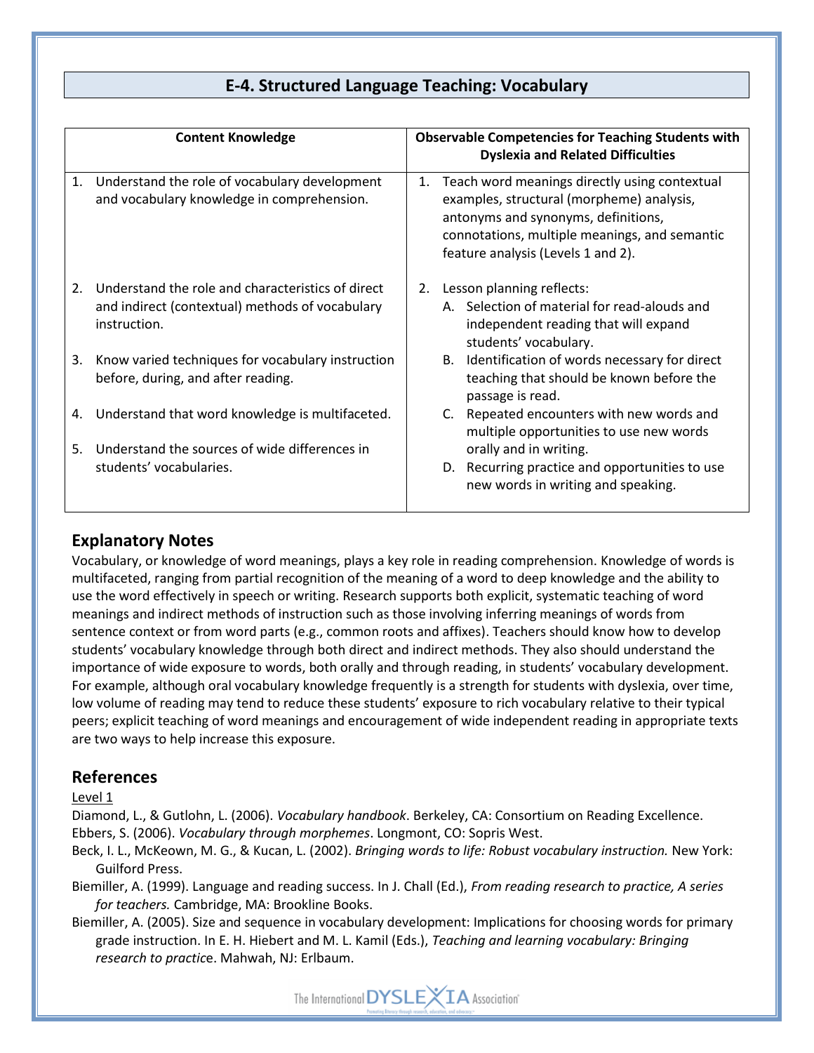## E-4. Structured Language Teaching: Vocabulary

| Content Knowledge | Observable Competencies for Teaching Students with Dyslexia and Related Difficulties |
|---|---|
| 1. Understand the role of vocabulary development and vocabulary knowledge in comprehension. | 1. Teach word meanings directly using contextual examples, structural (morpheme) analysis, antonyms and synonyms, definitions, connotations, multiple meanings, and semantic feature analysis (Levels 1 and 2). |
| 2. Understand the role and characteristics of direct and indirect (contextual) methods of vocabulary instruction.<br>3. Know varied techniques for vocabulary instruction before, during, and after reading.<br>4. Understand that word knowledge is multifaceted.<br>5. Understand the sources of wide differences in students' vocabularies. | 2. Lesson planning reflects:<br>A. Selection of material for read-alouds and independent reading that will expand students' vocabulary.<br>B. Identification of words necessary for direct teaching that should be known before the passage is read.<br>C. Repeated encounters with new words and multiple opportunities to use new words orally and in writing.<br>D. Recurring practice and opportunities to use new words in writing and speaking. |

## Explanatory Notes

Vocabulary, or knowledge of word meanings, plays a key role in reading comprehension. Knowledge of words is multifaceted, ranging from partial recognition of the meaning of a word to deep knowledge and the ability to use the word effectively in speech or writing. Research supports both explicit, systematic teaching of word meanings and indirect methods of instruction such as those involving inferring meanings of words from sentence context or from word parts (e.g., common roots and affixes). Teachers should know how to develop students' vocabulary knowledge through both direct and indirect methods. They also should understand the importance of wide exposure to words, both orally and through reading, in students' vocabulary development. For example, although oral vocabulary knowledge frequently is a strength for students with dyslexia, over time, low volume of reading may tend to reduce these students' exposure to rich vocabulary relative to their typical peers; explicit teaching of word meanings and encouragement of wide independent reading in appropriate texts are two ways to help increase this exposure.

## References

Level 1

Diamond, L., & Gutlohn, L. (2006). *Vocabulary handbook*. Berkeley, CA: Consortium on Reading Excellence.

Ebbers, S. (2006). *Vocabulary through morphemes*. Longmont, CO: Sopris West.

Beck, I. L., McKeown, M. G., & Kucan, L. (2002). *Bringing words to life: Robust vocabulary instruction.* New York: Guilford Press.

Biemiller, A. (1999). Language and reading success. In J. Chall (Ed.), *From reading research to practice, A series for teachers.* Cambridge, MA: Brookline Books.

Biemiller, A. (2005). Size and sequence in vocabulary development: Implications for choosing words for primary grade instruction. In E. H. Hiebert and M. L. Kamil (Eds.), *Teaching and learning vocabulary: Bringing research to practice*. Mahwah, NJ: Erlbaum.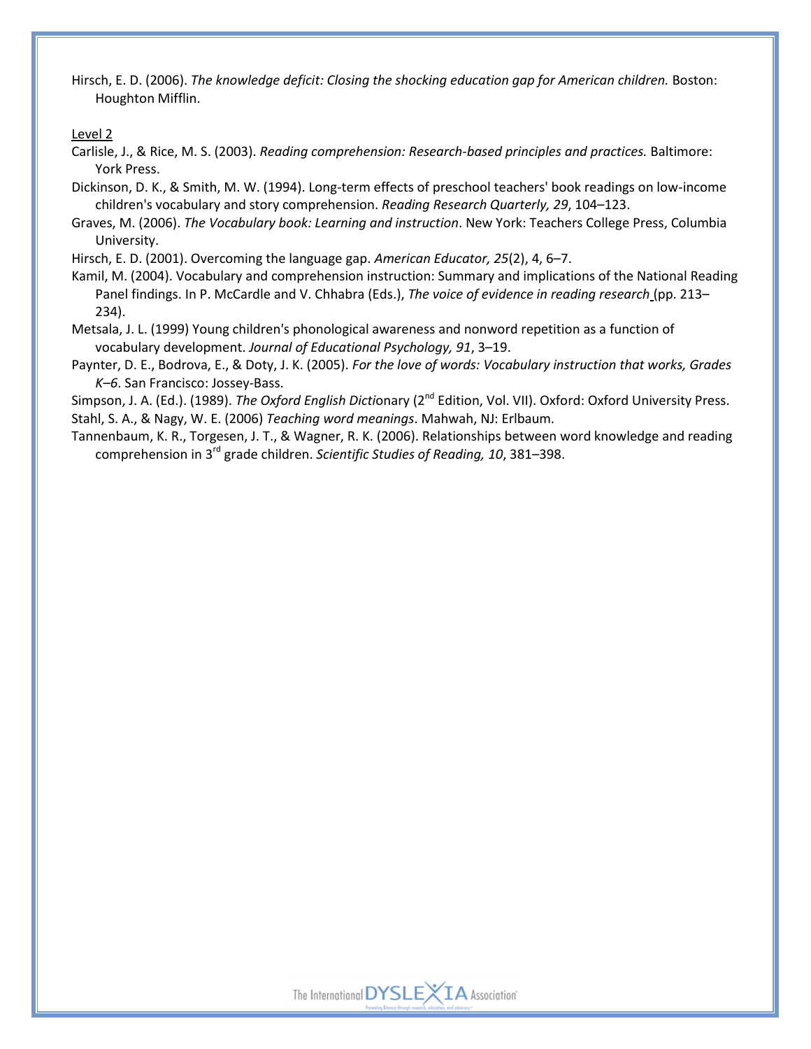Hirsch, E. D. (2006). *The knowledge deficit: Closing the shocking education gap for American children.* Boston: Houghton Mifflin.

Level 2

Carlisle, J., & Rice, M. S. (2003). *Reading comprehension: Research-based principles and practices.* Baltimore: York Press.

Dickinson, D. K., & Smith, M. W. (1994). Long-term effects of preschool teachers' book readings on low-income children's vocabulary and story comprehension. *Reading Research Quarterly, 29*, 104–123.

Graves, M. (2006). *The Vocabulary book: Learning and instruction*. New York: Teachers College Press, Columbia University.

Hirsch, E. D. (2001). Overcoming the language gap. *American Educator, 25*(2), 4, 6–7.

Kamil, M. (2004). Vocabulary and comprehension instruction: Summary and implications of the National Reading Panel findings. In P. McCardle and V. Chhabra (Eds.), *The voice of evidence in reading research* (pp. 213–234).

Metsala, J. L. (1999) Young children's phonological awareness and nonword repetition as a function of vocabulary development. *Journal of Educational Psychology, 91*, 3–19.

Paynter, D. E., Bodrova, E., & Doty, J. K. (2005). *For the love of words: Vocabulary instruction that works, Grades K–6*. San Francisco: Jossey-Bass.

Simpson, J. A. (Ed.). (1989). *The Oxford English Dictionary* (2nd Edition, Vol. VII). Oxford: Oxford University Press.

Stahl, S. A., & Nagy, W. E. (2006) *Teaching word meanings*. Mahwah, NJ: Erlbaum.

Tannenbaum, K. R., Torgesen, J. T., & Wagner, R. K. (2006). Relationships between word knowledge and reading comprehension in 3rd grade children. *Scientific Studies of Reading, 10*, 381–398.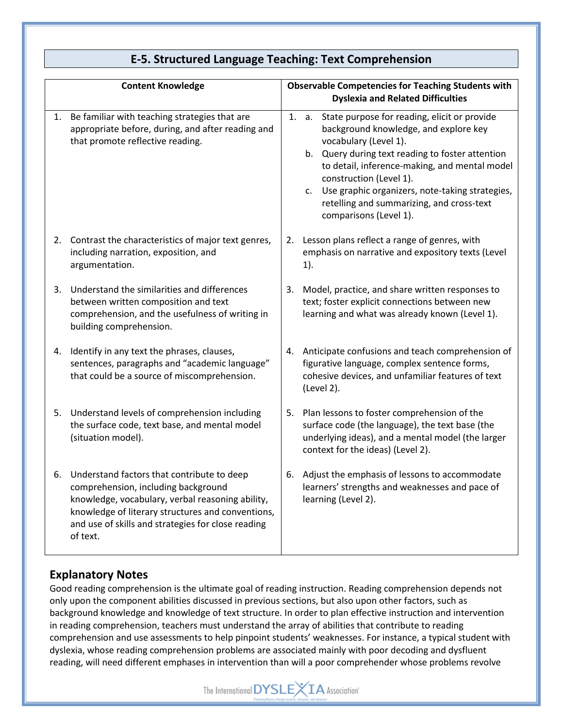## E-5. Structured Language Teaching: Text Comprehension

| Content Knowledge | Observable Competencies for Teaching Students with Dyslexia and Related Difficulties |
|---|---|
| 1. Be familiar with teaching strategies that are appropriate before, during, and after reading and that promote reflective reading. | 1. a. State purpose for reading, elicit or provide background knowledge, and explore key vocabulary (Level 1).<br>b. Query during text reading to foster attention to detail, inference-making, and mental model construction (Level 1).<br>c. Use graphic organizers, note-taking strategies, retelling and summarizing, and cross-text comparisons (Level 1). |
| 2. Contrast the characteristics of major text genres, including narration, exposition, and argumentation. | 2. Lesson plans reflect a range of genres, with emphasis on narrative and expository texts (Level 1). |
| 3. Understand the similarities and differences between written composition and text comprehension, and the usefulness of writing in building comprehension. | 3. Model, practice, and share written responses to text; foster explicit connections between new learning and what was already known (Level 1). |
| 4. Identify in any text the phrases, clauses, sentences, paragraphs and "academic language" that could be a source of miscomprehension. | 4. Anticipate confusions and teach comprehension of figurative language, complex sentence forms, cohesive devices, and unfamiliar features of text (Level 2). |
| 5. Understand levels of comprehension including the surface code, text base, and mental model (situation model). | 5. Plan lessons to foster comprehension of the surface code (the language), the text base (the underlying ideas), and a mental model (the larger context for the ideas) (Level 2). |
| 6. Understand factors that contribute to deep comprehension, including background knowledge, vocabulary, verbal reasoning ability, knowledge of literary structures and conventions, and use of skills and strategies for close reading of text. | 6. Adjust the emphasis of lessons to accommodate learners' strengths and weaknesses and pace of learning (Level 2). |

### Explanatory Notes

Good reading comprehension is the ultimate goal of reading instruction. Reading comprehension depends not only upon the component abilities discussed in previous sections, but also upon other factors, such as background knowledge and knowledge of text structure. In order to plan effective instruction and intervention in reading comprehension, teachers must understand the array of abilities that contribute to reading comprehension and use assessments to help pinpoint students' weaknesses. For instance, a typical student with dyslexia, whose reading comprehension problems are associated mainly with poor decoding and dysfluent reading, will need different emphases in intervention than will a poor comprehender whose problems revolve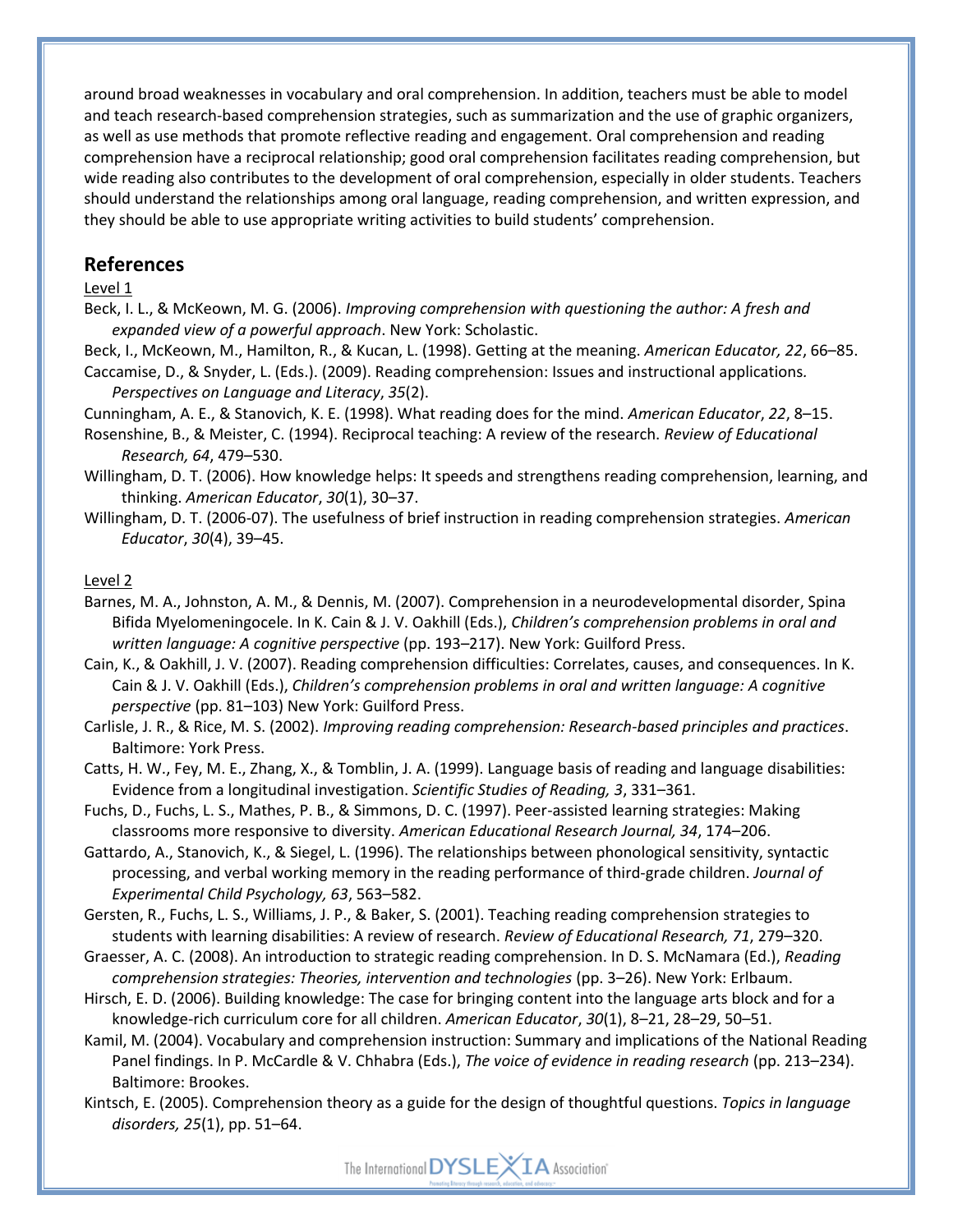around broad weaknesses in vocabulary and oral comprehension. In addition, teachers must be able to model and teach research-based comprehension strategies, such as summarization and the use of graphic organizers, as well as use methods that promote reflective reading and engagement. Oral comprehension and reading comprehension have a reciprocal relationship; good oral comprehension facilitates reading comprehension, but wide reading also contributes to the development of oral comprehension, especially in older students. Teachers should understand the relationships among oral language, reading comprehension, and written expression, and they should be able to use appropriate writing activities to build students' comprehension.

## References

Level 1

Beck, I. L., & McKeown, M. G. (2006). *Improving comprehension with questioning the author: A fresh and expanded view of a powerful approach*. New York: Scholastic.

Beck, I., McKeown, M., Hamilton, R., & Kucan, L. (1998). Getting at the meaning. *American Educator, 22*, 66–85.

Caccamise, D., & Snyder, L. (Eds.). (2009). Reading comprehension: Issues and instructional applications. *Perspectives on Language and Literacy*, *35*(2).

Cunningham, A. E., & Stanovich, K. E. (1998). What reading does for the mind. *American Educator*, *22*, 8–15.

Rosenshine, B., & Meister, C. (1994). Reciprocal teaching: A review of the research. *Review of Educational Research, 64*, 479–530.

Willingham, D. T. (2006). How knowledge helps: It speeds and strengthens reading comprehension, learning, and thinking. *American Educator*, *30*(1), 30–37.

Willingham, D. T. (2006-07). The usefulness of brief instruction in reading comprehension strategies. *American Educator*, *30*(4), 39–45.

Level 2

Barnes, M. A., Johnston, A. M., & Dennis, M. (2007). Comprehension in a neurodevelopmental disorder, Spina Bifida Myelomeningocele. In K. Cain & J. V. Oakhill (Eds.), *Children's comprehension problems in oral and written language: A cognitive perspective* (pp. 193–217). New York: Guilford Press.

Cain, K., & Oakhill, J. V. (2007). Reading comprehension difficulties: Correlates, causes, and consequences. In K. Cain & J. V. Oakhill (Eds.), *Children's comprehension problems in oral and written language: A cognitive perspective* (pp. 81–103) New York: Guilford Press.

Carlisle, J. R., & Rice, M. S. (2002). *Improving reading comprehension: Research-based principles and practices*. Baltimore: York Press.

Catts, H. W., Fey, M. E., Zhang, X., & Tomblin, J. A. (1999). Language basis of reading and language disabilities: Evidence from a longitudinal investigation. *Scientific Studies of Reading, 3*, 331–361.

Fuchs, D., Fuchs, L. S., Mathes, P. B., & Simmons, D. C. (1997). Peer-assisted learning strategies: Making classrooms more responsive to diversity. *American Educational Research Journal, 34*, 174–206.

Gattardo, A., Stanovich, K., & Siegel, L. (1996). The relationships between phonological sensitivity, syntactic processing, and verbal working memory in the reading performance of third-grade children. *Journal of Experimental Child Psychology, 63*, 563–582.

Gersten, R., Fuchs, L. S., Williams, J. P., & Baker, S. (2001). Teaching reading comprehension strategies to students with learning disabilities: A review of research. *Review of Educational Research, 71*, 279–320.

Graesser, A. C. (2008). An introduction to strategic reading comprehension. In D. S. McNamara (Ed.), *Reading comprehension strategies: Theories, intervention and technologies* (pp. 3–26). New York: Erlbaum.

Hirsch, E. D. (2006). Building knowledge: The case for bringing content into the language arts block and for a knowledge-rich curriculum core for all children. *American Educator*, *30*(1), 8–21, 28–29, 50–51.

Kamil, M. (2004). Vocabulary and comprehension instruction: Summary and implications of the National Reading Panel findings. In P. McCardle & V. Chhabra (Eds.), *The voice of evidence in reading research* (pp. 213–234). Baltimore: Brookes.

Kintsch, E. (2005). Comprehension theory as a guide for the design of thoughtful questions. *Topics in language disorders, 25*(1), pp. 51–64.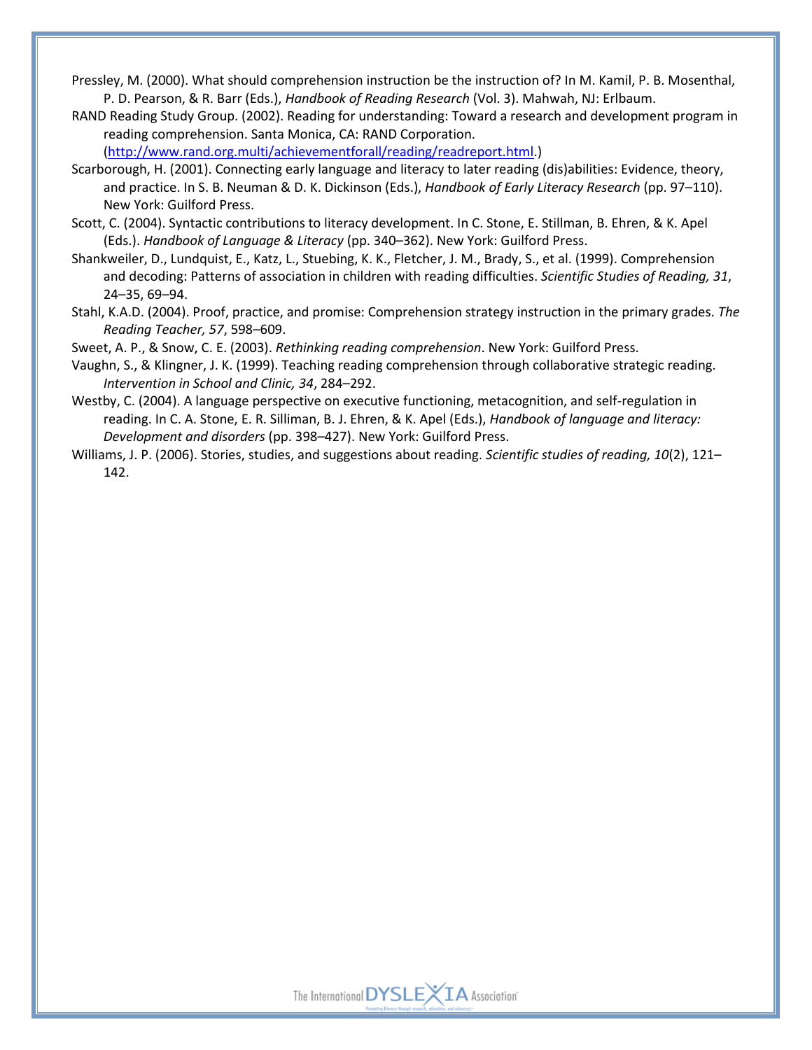Pressley, M. (2000). What should comprehension instruction be the instruction of? In M. Kamil, P. B. Mosenthal, P. D. Pearson, & R. Barr (Eds.), *Handbook of Reading Research* (Vol. 3). Mahwah, NJ: Erlbaum.

RAND Reading Study Group. (2002). Reading for understanding: Toward a research and development program in reading comprehension. Santa Monica, CA: RAND Corporation. (http://www.rand.org.multi/achievementforall/reading/readreport.html.)

Scarborough, H. (2001). Connecting early language and literacy to later reading (dis)abilities: Evidence, theory, and practice. In S. B. Neuman & D. K. Dickinson (Eds.), *Handbook of Early Literacy Research* (pp. 97–110). New York: Guilford Press.

Scott, C. (2004). Syntactic contributions to literacy development. In C. Stone, E. Stillman, B. Ehren, & K. Apel (Eds.). *Handbook of Language & Literacy* (pp. 340–362). New York: Guilford Press.

Shankweiler, D., Lundquist, E., Katz, L., Stuebing, K. K., Fletcher, J. M., Brady, S., et al. (1999). Comprehension and decoding: Patterns of association in children with reading difficulties. *Scientific Studies of Reading, 31*, 24–35, 69–94.

Stahl, K.A.D. (2004). Proof, practice, and promise: Comprehension strategy instruction in the primary grades. *The Reading Teacher, 57*, 598–609.

Sweet, A. P., & Snow, C. E. (2003). *Rethinking reading comprehension*. New York: Guilford Press.

Vaughn, S., & Klingner, J. K. (1999). Teaching reading comprehension through collaborative strategic reading. *Intervention in School and Clinic, 34*, 284–292.

Westby, C. (2004). A language perspective on executive functioning, metacognition, and self-regulation in reading. In C. A. Stone, E. R. Silliman, B. J. Ehren, & K. Apel (Eds.), *Handbook of language and literacy: Development and disorders* (pp. 398–427). New York: Guilford Press.

Williams, J. P. (2006). Stories, studies, and suggestions about reading. *Scientific studies of reading, 10*(2), 121–142.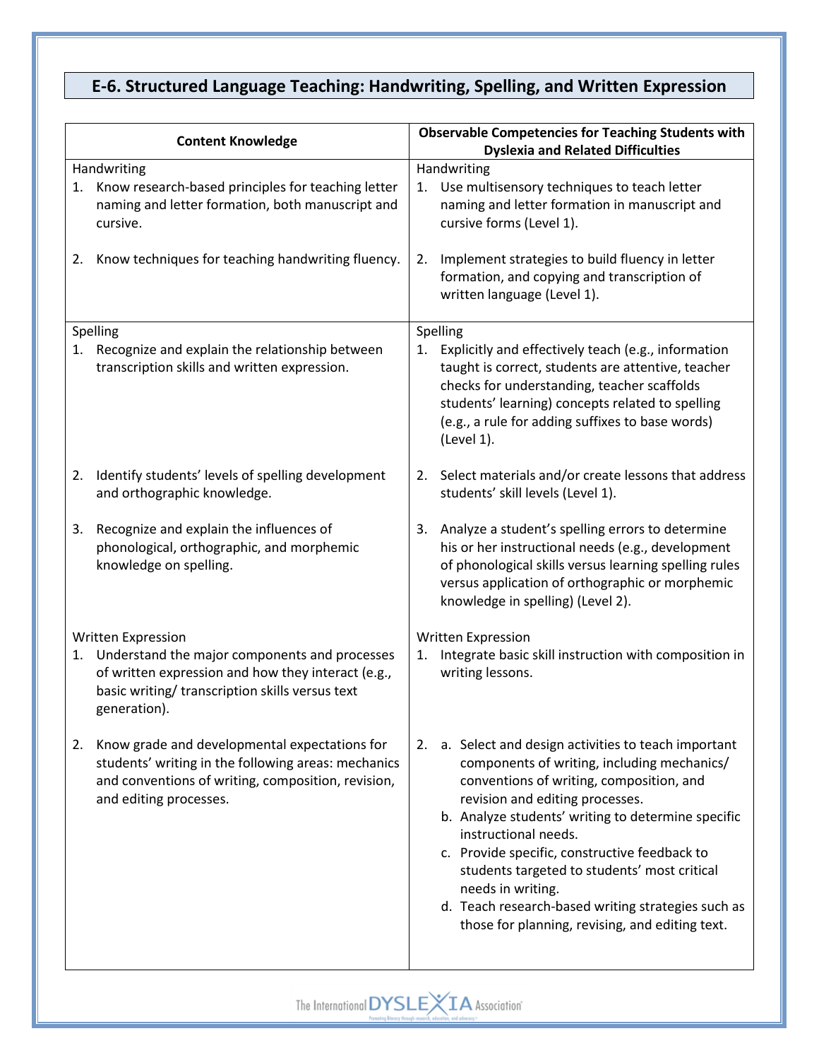## E-6. Structured Language Teaching: Handwriting, Spelling, and Written Expression

| Content Knowledge | Observable Competencies for Teaching Students with Dyslexia and Related Difficulties |
|---|---|
| **Handwriting** | **Handwriting** |
| 1. Know research-based principles for teaching letter naming and letter formation, both manuscript and cursive. | 1. Use multisensory techniques to teach letter naming and letter formation in manuscript and cursive forms (Level 1). |
| 2. Know techniques for teaching handwriting fluency. | 2. Implement strategies to build fluency in letter formation, and copying and transcription of written language (Level 1). |
| **Spelling** | **Spelling** |
| 1. Recognize and explain the relationship between transcription skills and written expression. | 1. Explicitly and effectively teach (e.g., information taught is correct, students are attentive, teacher checks for understanding, teacher scaffolds students' learning) concepts related to spelling (e.g., a rule for adding suffixes to base words) (Level 1). |
| 2. Identify students' levels of spelling development and orthographic knowledge. | 2. Select materials and/or create lessons that address students' skill levels (Level 1). |
| 3. Recognize and explain the influences of phonological, orthographic, and morphemic knowledge on spelling. | 3. Analyze a student's spelling errors to determine his or her instructional needs (e.g., development of phonological skills versus learning spelling rules versus application of orthographic or morphemic knowledge in spelling) (Level 2). |
| **Written Expression** | **Written Expression** |
| 1. Understand the major components and processes of written expression and how they interact (e.g., basic writing/ transcription skills versus text generation). | 1. Integrate basic skill instruction with composition in writing lessons. |
| 2. Know grade and developmental expectations for students' writing in the following areas: mechanics and conventions of writing, composition, revision, and editing processes. | 2. a. Select and design activities to teach important components of writing, including mechanics/ conventions of writing, composition, and revision and editing processes.<br>b. Analyze students' writing to determine specific instructional needs.<br>c. Provide specific, constructive feedback to students targeted to students' most critical needs in writing.<br>d. Teach research-based writing strategies such as those for planning, revising, and editing text. |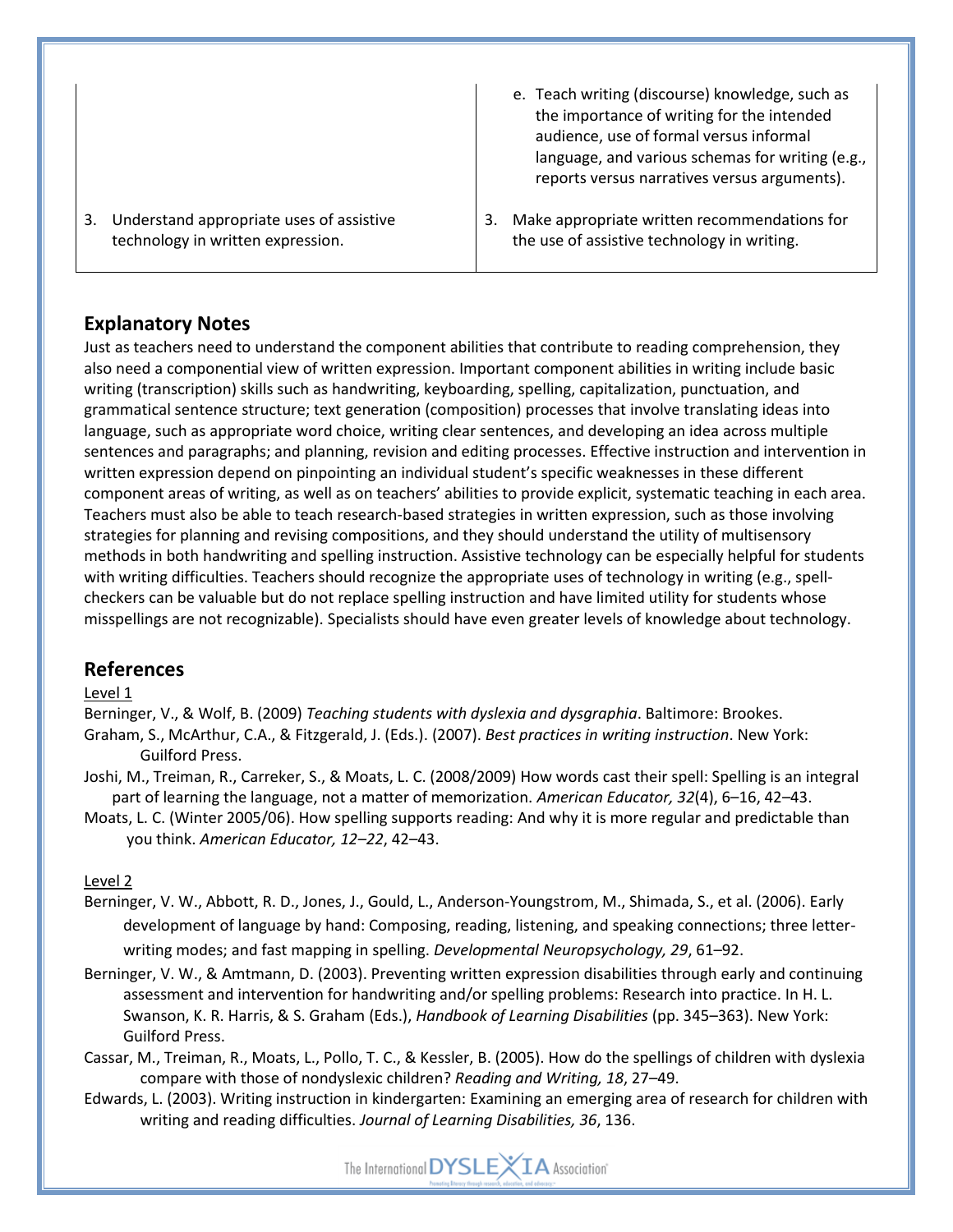| | |
|---|---|
| | e. Teach writing (discourse) knowledge, such as the importance of writing for the intended audience, use of formal versus informal language, and various schemas for writing (e.g., reports versus narratives versus arguments). |
| 3. Understand appropriate uses of assistive technology in written expression. | 3. Make appropriate written recommendations for the use of assistive technology in writing. |

## Explanatory Notes

Just as teachers need to understand the component abilities that contribute to reading comprehension, they also need a componential view of written expression. Important component abilities in writing include basic writing (transcription) skills such as handwriting, keyboarding, spelling, capitalization, punctuation, and grammatical sentence structure; text generation (composition) processes that involve translating ideas into language, such as appropriate word choice, writing clear sentences, and developing an idea across multiple sentences and paragraphs; and planning, revision and editing processes. Effective instruction and intervention in written expression depend on pinpointing an individual student's specific weaknesses in these different component areas of writing, as well as on teachers' abilities to provide explicit, systematic teaching in each area. Teachers must also be able to teach research-based strategies in written expression, such as those involving strategies for planning and revising compositions, and they should understand the utility of multisensory methods in both handwriting and spelling instruction. Assistive technology can be especially helpful for students with writing difficulties. Teachers should recognize the appropriate uses of technology in writing (e.g., spell-checkers can be valuable but do not replace spelling instruction and have limited utility for students whose misspellings are not recognizable). Specialists should have even greater levels of knowledge about technology.

## References

Level 1

Berninger, V., & Wolf, B. (2009) *Teaching students with dyslexia and dysgraphia*. Baltimore: Brookes.

Graham, S., McArthur, C.A., & Fitzgerald, J. (Eds.). (2007). *Best practices in writing instruction*. New York: Guilford Press.

Joshi, M., Treiman, R., Carreker, S., & Moats, L. C. (2008/2009) How words cast their spell: Spelling is an integral part of learning the language, not a matter of memorization. *American Educator, 32*(4), 6–16, 42–43.

Moats, L. C. (Winter 2005/06). How spelling supports reading: And why it is more regular and predictable than you think. *American Educator, 12–22*, 42–43.

Level 2

Berninger, V. W., Abbott, R. D., Jones, J., Gould, L., Anderson-Youngstrom, M., Shimada, S., et al. (2006). Early development of language by hand: Composing, reading, listening, and speaking connections; three letter-writing modes; and fast mapping in spelling. *Developmental Neuropsychology, 29*, 61–92.

Berninger, V. W., & Amtmann, D. (2003). Preventing written expression disabilities through early and continuing assessment and intervention for handwriting and/or spelling problems: Research into practice. In H. L. Swanson, K. R. Harris, & S. Graham (Eds.), *Handbook of Learning Disabilities* (pp. 345–363). New York: Guilford Press.

Cassar, M., Treiman, R., Moats, L., Pollo, T. C., & Kessler, B. (2005). How do the spellings of children with dyslexia compare with those of nondyslexic children? *Reading and Writing, 18*, 27–49.

Edwards, L. (2003). Writing instruction in kindergarten: Examining an emerging area of research for children with writing and reading difficulties. *Journal of Learning Disabilities, 36*, 136.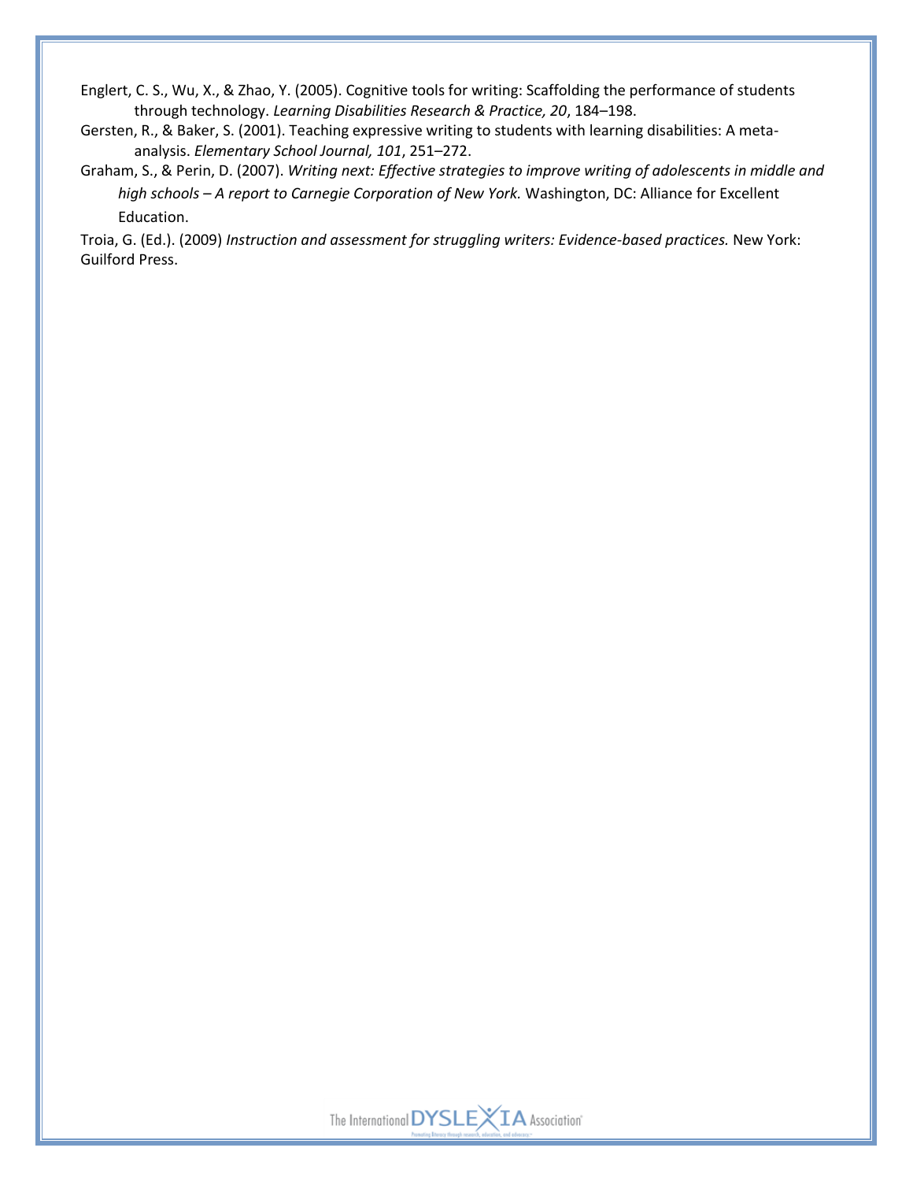Englert, C. S., Wu, X., & Zhao, Y. (2005). Cognitive tools for writing: Scaffolding the performance of students through technology. *Learning Disabilities Research & Practice, 20*, 184–198.

Gersten, R., & Baker, S. (2001). Teaching expressive writing to students with learning disabilities: A meta-analysis. *Elementary School Journal, 101*, 251–272.

Graham, S., & Perin, D. (2007). *Writing next: Effective strategies to improve writing of adolescents in middle and high schools – A report to Carnegie Corporation of New York.* Washington, DC: Alliance for Excellent Education.

Troia, G. (Ed.). (2009) *Instruction and assessment for struggling writers: Evidence-based practices.* New York: Guilford Press.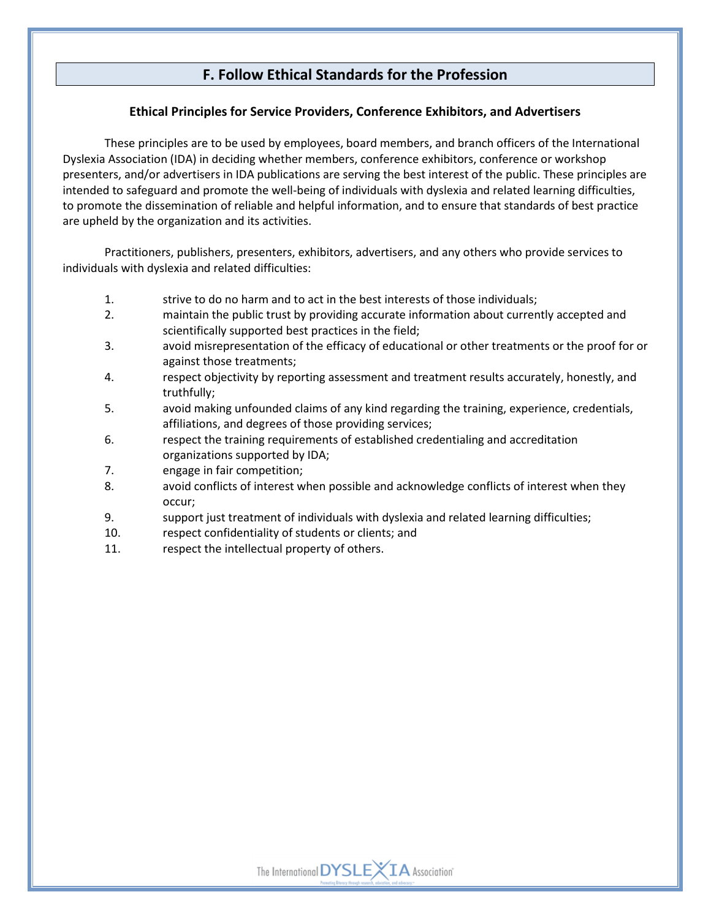## F. Follow Ethical Standards for the Profession

### Ethical Principles for Service Providers, Conference Exhibitors, and Advertisers

These principles are to be used by employees, board members, and branch officers of the International Dyslexia Association (IDA) in deciding whether members, conference exhibitors, conference or workshop presenters, and/or advertisers in IDA publications are serving the best interest of the public. These principles are intended to safeguard and promote the well-being of individuals with dyslexia and related learning difficulties, to promote the dissemination of reliable and helpful information, and to ensure that standards of best practice are upheld by the organization and its activities.

Practitioners, publishers, presenters, exhibitors, advertisers, and any others who provide services to individuals with dyslexia and related difficulties:

1. strive to do no harm and to act in the best interests of those individuals;
2. maintain the public trust by providing accurate information about currently accepted and scientifically supported best practices in the field;
3. avoid misrepresentation of the efficacy of educational or other treatments or the proof for or against those treatments;
4. respect objectivity by reporting assessment and treatment results accurately, honestly, and truthfully;
5. avoid making unfounded claims of any kind regarding the training, experience, credentials, affiliations, and degrees of those providing services;
6. respect the training requirements of established credentialing and accreditation organizations supported by IDA;
7. engage in fair competition;
8. avoid conflicts of interest when possible and acknowledge conflicts of interest when they occur;
9. support just treatment of individuals with dyslexia and related learning difficulties;
10. respect confidentiality of students or clients; and
11. respect the intellectual property of others.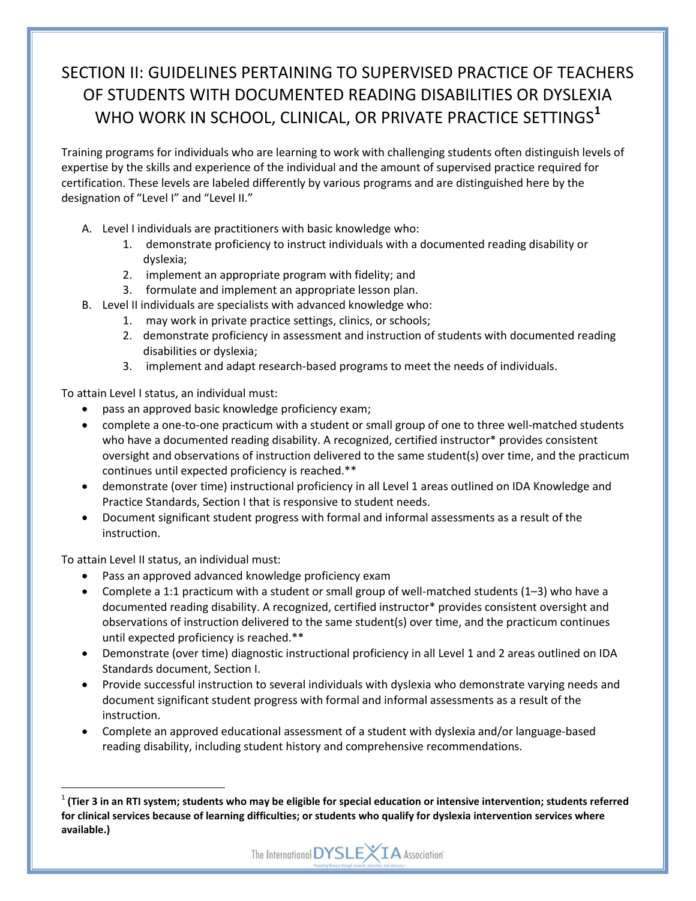# SECTION II: GUIDELINES PERTAINING TO SUPERVISED PRACTICE OF TEACHERS OF STUDENTS WITH DOCUMENTED READING DISABILITIES OR DYSLEXIA WHO WORK IN SCHOOL, CLINICAL, OR PRIVATE PRACTICE SETTINGS[1]

Training programs for individuals who are learning to work with challenging students often distinguish levels of expertise by the skills and experience of the individual and the amount of supervised practice required for certification. These levels are labeled differently by various programs and are distinguished here by the designation of "Level I" and "Level II."

A. Level I individuals are practitioners with basic knowledge who:
   1. demonstrate proficiency to instruct individuals with a documented reading disability or dyslexia;
   2. implement an appropriate program with fidelity; and
   3. formulate and implement an appropriate lesson plan.
B. Level II individuals are specialists with advanced knowledge who:
   1. may work in private practice settings, clinics, or schools;
   2. demonstrate proficiency in assessment and instruction of students with documented reading disabilities or dyslexia;
   3. implement and adapt research-based programs to meet the needs of individuals.

To attain Level I status, an individual must:

- pass an approved basic knowledge proficiency exam;
- complete a one-to-one practicum with a student or small group of one to three well-matched students who have a documented reading disability. A recognized, certified instructor* provides consistent oversight and observations of instruction delivered to the same student(s) over time, and the practicum continues until expected proficiency is reached.**
- demonstrate (over time) instructional proficiency in all Level 1 areas outlined on IDA Knowledge and Practice Standards, Section I that is responsive to student needs.
- Document significant student progress with formal and informal assessments as a result of the instruction.

To attain Level II status, an individual must:

- Pass an approved advanced knowledge proficiency exam
- Complete a 1:1 practicum with a student or small group of well-matched students (1–3) who have a documented reading disability. A recognized, certified instructor* provides consistent oversight and observations of instruction delivered to the same student(s) over time, and the practicum continues until expected proficiency is reached.**
- Demonstrate (over time) diagnostic instructional proficiency in all Level 1 and 2 areas outlined on IDA Standards document, Section I.
- Provide successful instruction to several individuals with dyslexia who demonstrate varying needs and document significant student progress with formal and informal assessments as a result of the instruction.
- Complete an approved educational assessment of a student with dyslexia and/or language-based reading disability, including student history and comprehensive recommendations.

---

[1] **(Tier 3 in an RTI system; students who may be eligible for special education or intensive intervention; students referred for clinical services because of learning difficulties; or students who qualify for dyslexia intervention services where available.)**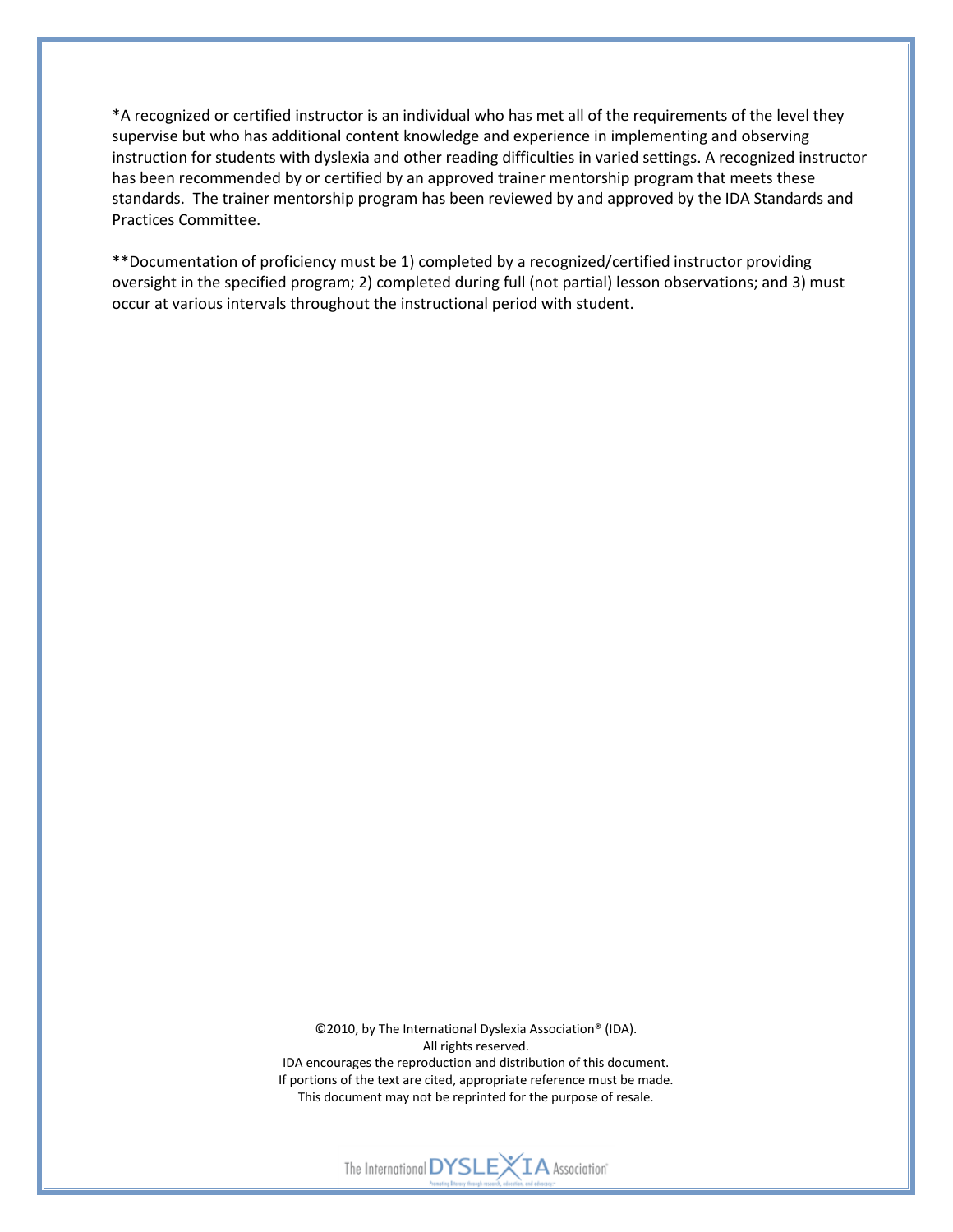*A recognized or certified instructor is an individual who has met all of the requirements of the level they supervise but who has additional content knowledge and experience in implementing and observing instruction for students with dyslexia and other reading difficulties in varied settings. A recognized instructor has been recommended by or certified by an approved trainer mentorship program that meets these standards. The trainer mentorship program has been reviewed by and approved by the IDA Standards and Practices Committee.

**Documentation of proficiency must be 1) completed by a recognized/certified instructor providing oversight in the specified program; 2) completed during full (not partial) lesson observations; and 3) must occur at various intervals throughout the instructional period with student.

©2010, by The International Dyslexia Association® (IDA).
All rights reserved.
IDA encourages the reproduction and distribution of this document.
If portions of the text are cited, appropriate reference must be made.
This document may not be reprinted for the purpose of resale.

The International DYSLEXIA Association